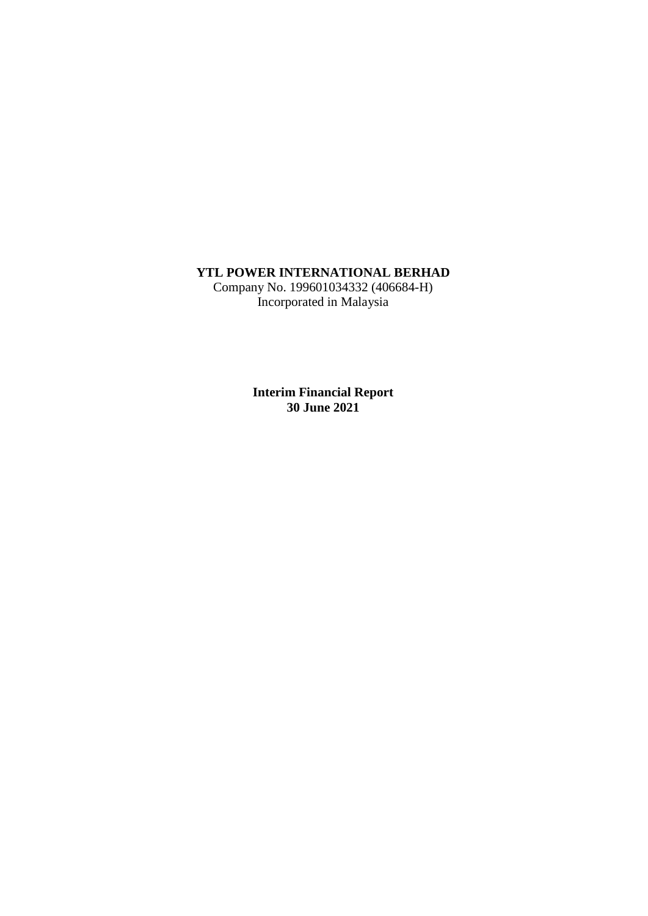**YTL POWER INTERNATIONAL BERHAD**
Company No. 199601034332 (406684-H)
Incorporated in Malaysia

**Interim Financial Report**
**30 June 2021**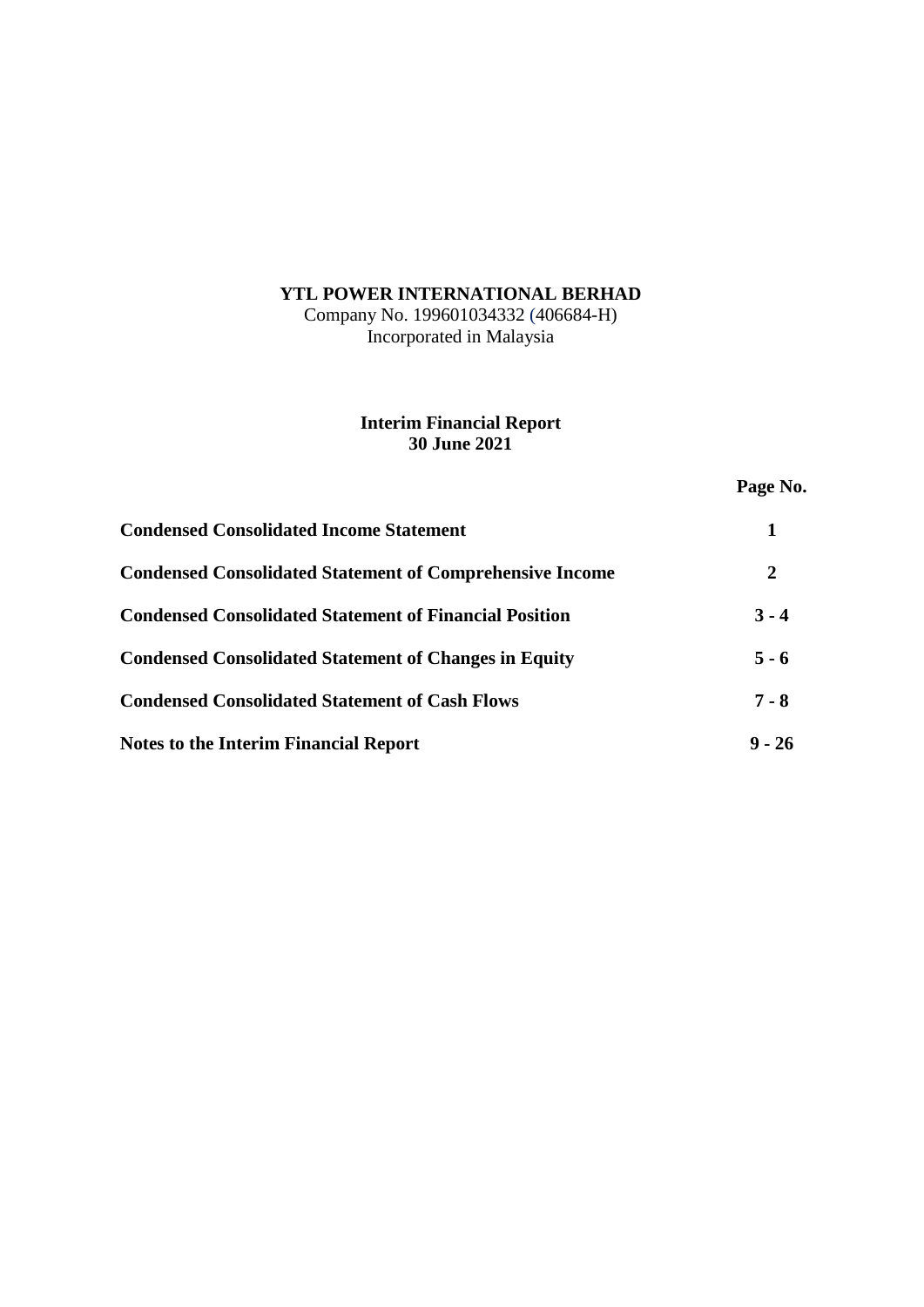# YTL POWER INTERNATIONAL BERHAD

Company No. 199601034332 (406684-H)
Incorporated in Malaysia

## Interim Financial Report
## 30 June 2021

| | Page No. |
|---|---|
| **Condensed Consolidated Income Statement** | **1** |
| **Condensed Consolidated Statement of Comprehensive Income** | **2** |
| **Condensed Consolidated Statement of Financial Position** | **3 - 4** |
| **Condensed Consolidated Statement of Changes in Equity** | **5 - 6** |
| **Condensed Consolidated Statement of Cash Flows** | **7 - 8** |
| **Notes to the Interim Financial Report** | **9 - 26** |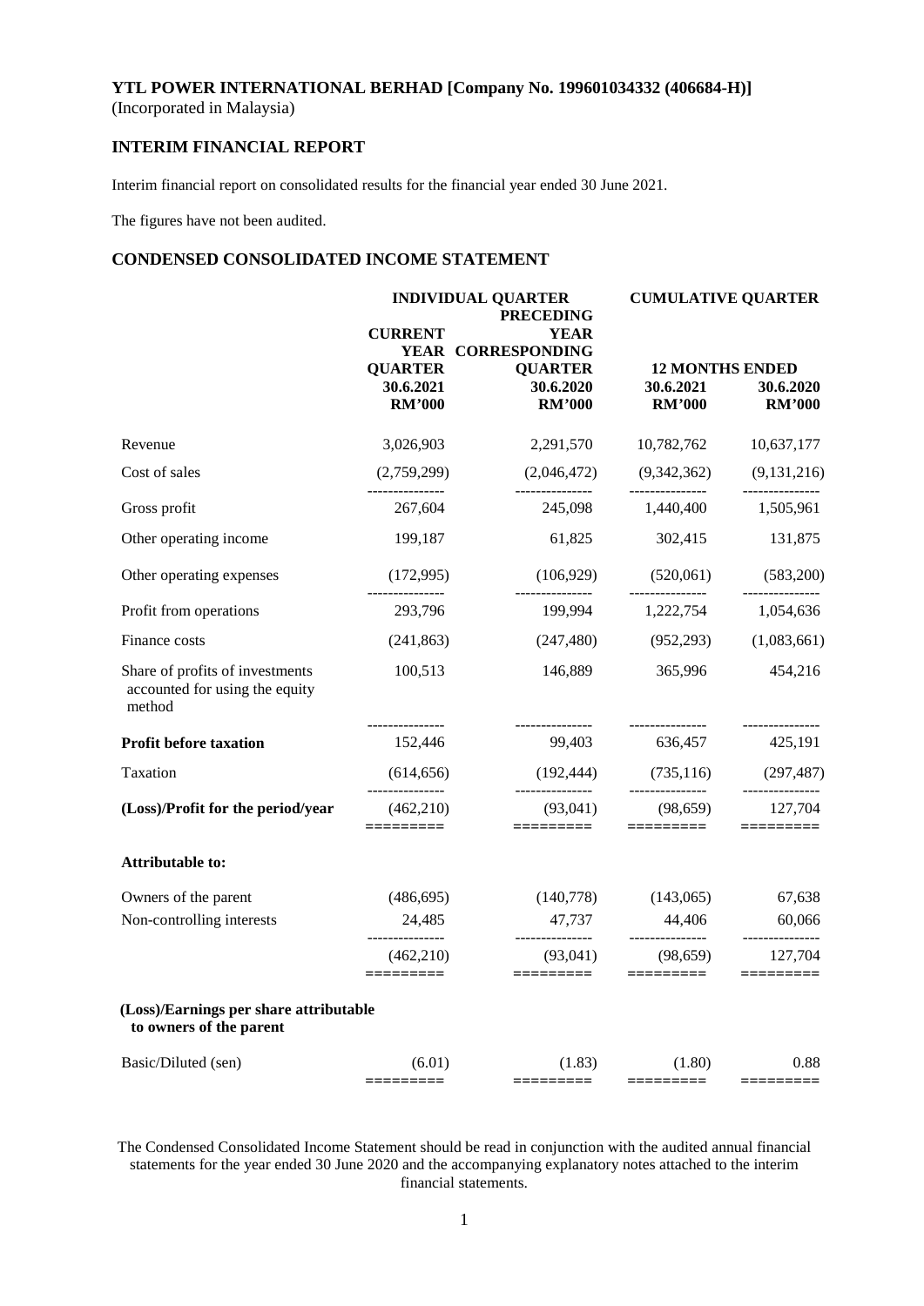**YTL POWER INTERNATIONAL BERHAD [Company No. 199601034332 (406684-H)]**
(Incorporated in Malaysia)

## INTERIM FINANCIAL REPORT

Interim financial report on consolidated results for the financial year ended 30 June 2021.

The figures have not been audited.

## CONDENSED CONSOLIDATED INCOME STATEMENT

| | INDIVIDUAL QUARTER | | CUMULATIVE QUARTER | |
|---|---|---|---|---|
| | CURRENT YEAR QUARTER | PRECEDING YEAR CORRESPONDING QUARTER | 12 MONTHS ENDED | |
| | 30.6.2021 | 30.6.2020 | 30.6.2021 | 30.6.2020 |
| | RM'000 | RM'000 | RM'000 | RM'000 |
| Revenue | 3,026,903 | 2,291,570 | 10,782,762 | 10,637,177 |
| Cost of sales | (2,759,299) | (2,046,472) | (9,342,362) | (9,131,216) |
| Gross profit | 267,604 | 245,098 | 1,440,400 | 1,505,961 |
| Other operating income | 199,187 | 61,825 | 302,415 | 131,875 |
| Other operating expenses | (172,995) | (106,929) | (520,061) | (583,200) |
| Profit from operations | 293,796 | 199,994 | 1,222,754 | 1,054,636 |
| Finance costs | (241,863) | (247,480) | (952,293) | (1,083,661) |
| Share of profits of investments accounted for using the equity method | 100,513 | 146,889 | 365,996 | 454,216 |
| **Profit before taxation** | 152,446 | 99,403 | 636,457 | 425,191 |
| Taxation | (614,656) | (192,444) | (735,116) | (297,487) |
| **(Loss)/Profit for the period/year** | (462,210) | (93,041) | (98,659) | 127,704 |
| **Attributable to:** | | | | |
| Owners of the parent | (486,695) | (140,778) | (143,065) | 67,638 |
| Non-controlling interests | 24,485 | 47,737 | 44,406 | 60,066 |
| | (462,210) | (93,041) | (98,659) | 127,704 |
| **(Loss)/Earnings per share attributable to owners of the parent** | | | | |
| Basic/Diluted (sen) | (6.01) | (1.83) | (1.80) | 0.88 |

The Condensed Consolidated Income Statement should be read in conjunction with the audited annual financial statements for the year ended 30 June 2020 and the accompanying explanatory notes attached to the interim financial statements.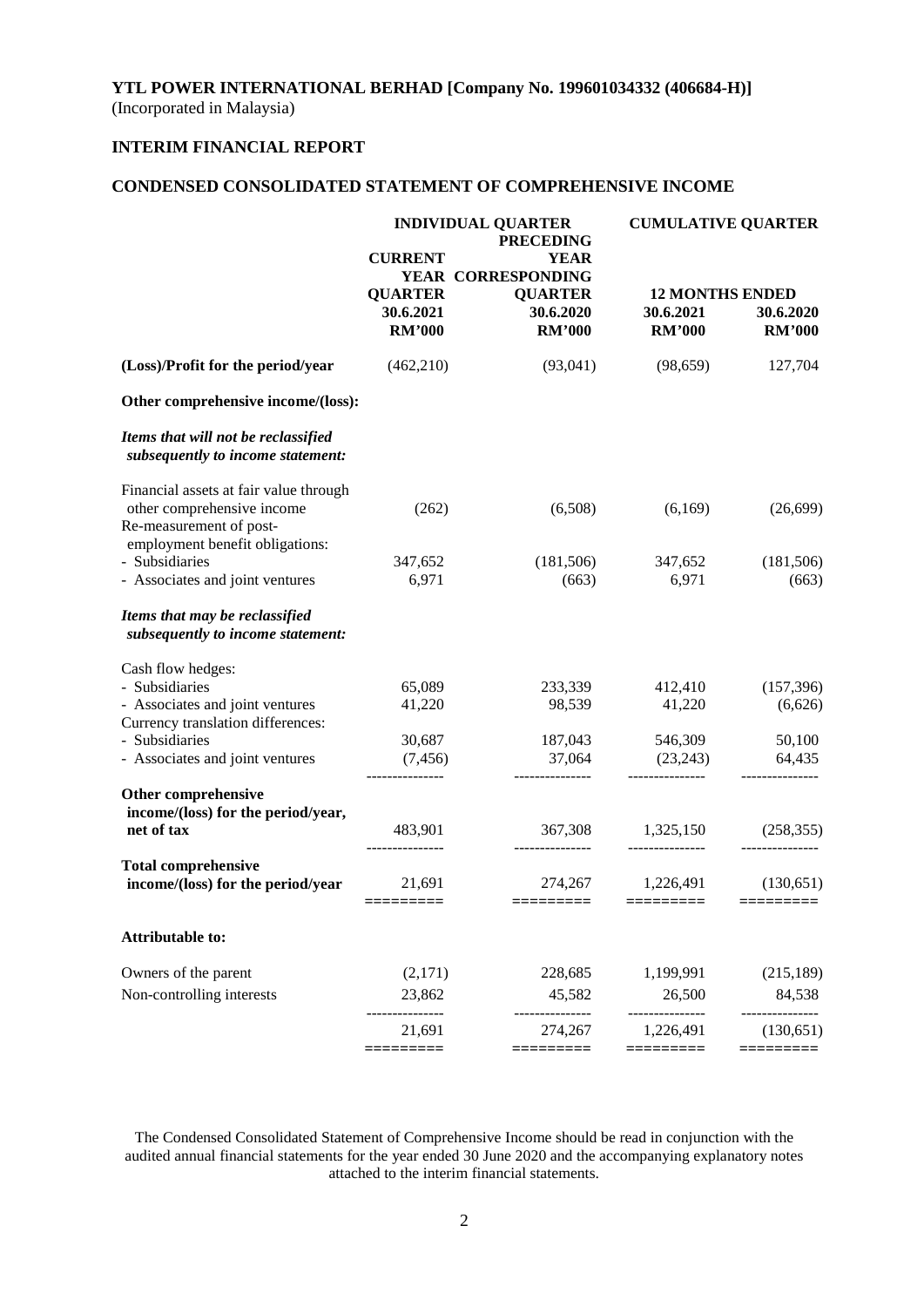**YTL POWER INTERNATIONAL BERHAD [Company No. 199601034332 (406684-H)]**
(Incorporated in Malaysia)

## INTERIM FINANCIAL REPORT

## CONDENSED CONSOLIDATED STATEMENT OF COMPREHENSIVE INCOME

| | INDIVIDUAL QUARTER | | CUMULATIVE QUARTER | |
|---|---|---|---|---|
| | CURRENT YEAR QUARTER | PRECEDING YEAR CORRESPONDING QUARTER | 12 MONTHS ENDED | |
| | 30.6.2021 | 30.6.2020 | 30.6.2021 | 30.6.2020 |
| | RM'000 | RM'000 | RM'000 | RM'000 |
| **(Loss)/Profit for the period/year** | (462,210) | (93,041) | (98,659) | 127,704 |
| **Other comprehensive income/(loss):** | | | | |
| ***Items that will not be reclassified subsequently to income statement:*** | | | | |
| Financial assets at fair value through other comprehensive income | (262) | (6,508) | (6,169) | (26,699) |
| Re-measurement of post-employment benefit obligations: | | | | |
| - Subsidiaries | 347,652 | (181,506) | 347,652 | (181,506) |
| - Associates and joint ventures | 6,971 | (663) | 6,971 | (663) |
| ***Items that may be reclassified subsequently to income statement:*** | | | | |
| Cash flow hedges: | | | | |
| - Subsidiaries | 65,089 | 233,339 | 412,410 | (157,396) |
| - Associates and joint ventures | 41,220 | 98,539 | 41,220 | (6,626) |
| Currency translation differences: | | | | |
| - Subsidiaries | 30,687 | 187,043 | 546,309 | 50,100 |
| - Associates and joint ventures | (7,456) | 37,064 | (23,243) | 64,435 |
| **Other comprehensive income/(loss) for the period/year, net of tax** | 483,901 | 367,308 | 1,325,150 | (258,355) |
| **Total comprehensive income/(loss) for the period/year** | 21,691 | 274,267 | 1,226,491 | (130,651) |
| **Attributable to:** | | | | |
| Owners of the parent | (2,171) | 228,685 | 1,199,991 | (215,189) |
| Non-controlling interests | 23,862 | 45,582 | 26,500 | 84,538 |
| | 21,691 | 274,267 | 1,226,491 | (130,651) |

The Condensed Consolidated Statement of Comprehensive Income should be read in conjunction with the audited annual financial statements for the year ended 30 June 2020 and the accompanying explanatory notes attached to the interim financial statements.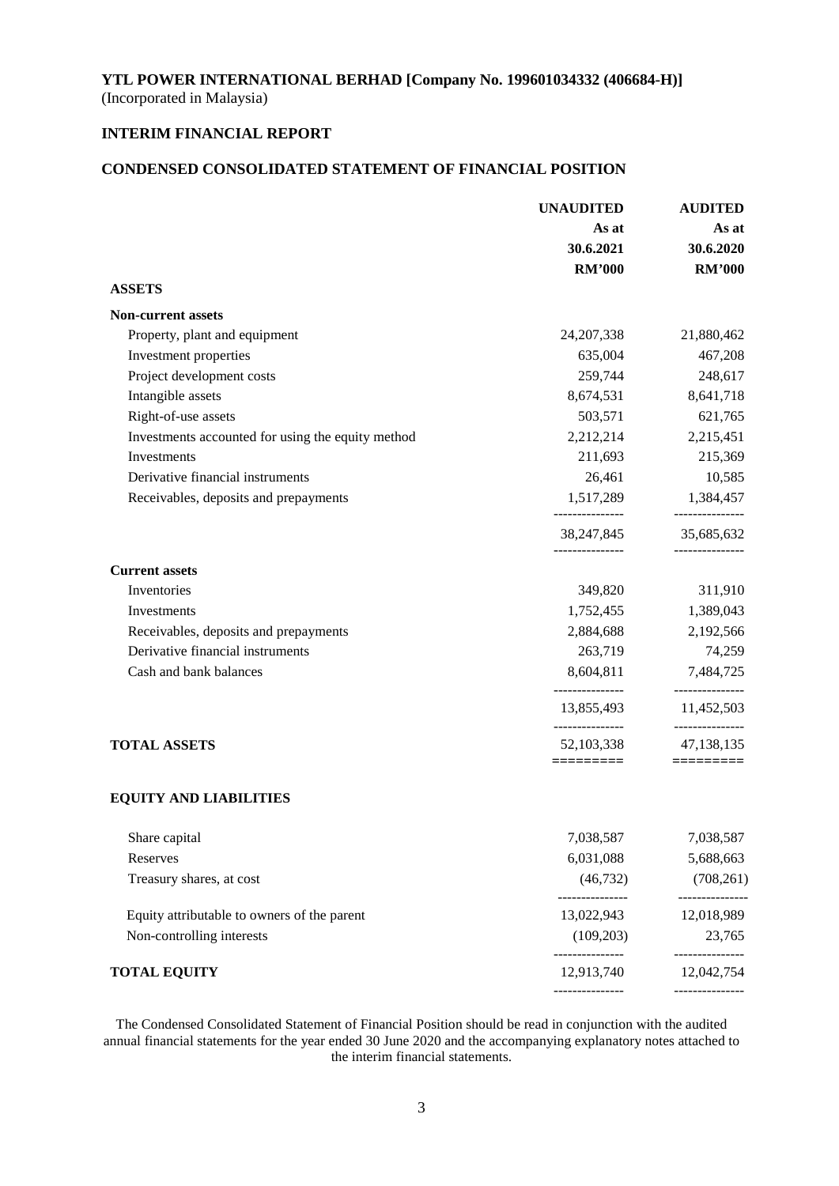**YTL POWER INTERNATIONAL BERHAD [Company No. 199601034332 (406684-H)]**
(Incorporated in Malaysia)

## INTERIM FINANCIAL REPORT

## CONDENSED CONSOLIDATED STATEMENT OF FINANCIAL POSITION

| | UNAUDITED As at 30.6.2021 RM'000 | AUDITED As at 30.6.2020 RM'000 |
|---|---|---|
| **ASSETS** | | |
| **Non-current assets** | | |
| Property, plant and equipment | 24,207,338 | 21,880,462 |
| Investment properties | 635,004 | 467,208 |
| Project development costs | 259,744 | 248,617 |
| Intangible assets | 8,674,531 | 8,641,718 |
| Right-of-use assets | 503,571 | 621,765 |
| Investments accounted for using the equity method | 2,212,214 | 2,215,451 |
| Investments | 211,693 | 215,369 |
| Derivative financial instruments | 26,461 | 10,585 |
| Receivables, deposits and prepayments | 1,517,289 | 1,384,457 |
| | 38,247,845 | 35,685,632 |
| **Current assets** | | |
| Inventories | 349,820 | 311,910 |
| Investments | 1,752,455 | 1,389,043 |
| Receivables, deposits and prepayments | 2,884,688 | 2,192,566 |
| Derivative financial instruments | 263,719 | 74,259 |
| Cash and bank balances | 8,604,811 | 7,484,725 |
| | 13,855,493 | 11,452,503 |
| **TOTAL ASSETS** | 52,103,338 | 47,138,135 |
| **EQUITY AND LIABILITIES** | | |
| Share capital | 7,038,587 | 7,038,587 |
| Reserves | 6,031,088 | 5,688,663 |
| Treasury shares, at cost | (46,732) | (708,261) |
| Equity attributable to owners of the parent | 13,022,943 | 12,018,989 |
| Non-controlling interests | (109,203) | 23,765 |
| **TOTAL EQUITY** | 12,913,740 | 12,042,754 |

The Condensed Consolidated Statement of Financial Position should be read in conjunction with the audited annual financial statements for the year ended 30 June 2020 and the accompanying explanatory notes attached to the interim financial statements.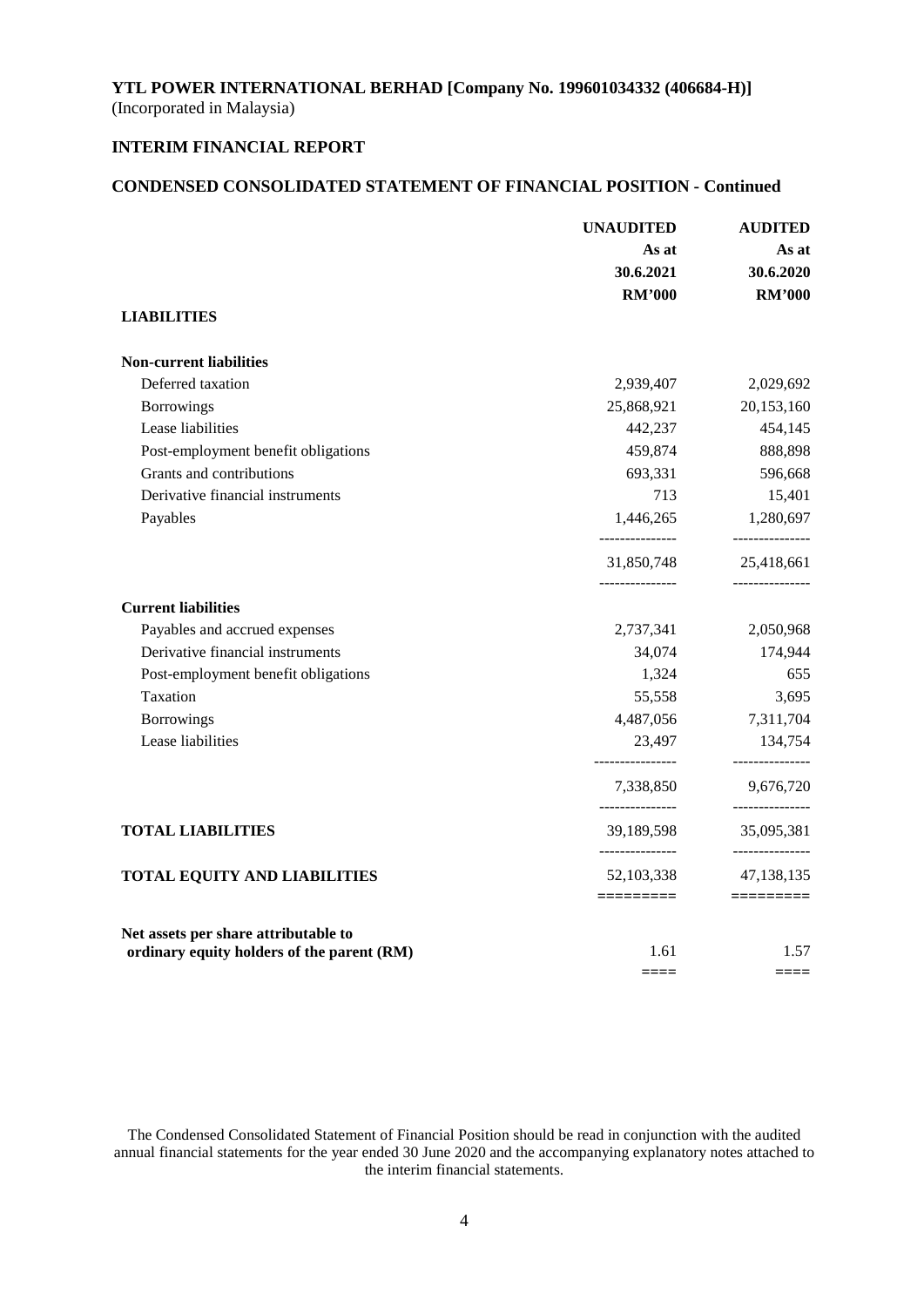**YTL POWER INTERNATIONAL BERHAD [Company No. 199601034332 (406684-H)]**
(Incorporated in Malaysia)

**INTERIM FINANCIAL REPORT**

**CONDENSED CONSOLIDATED STATEMENT OF FINANCIAL POSITION - Continued**

| | UNAUDITED As at 30.6.2021 RM'000 | AUDITED As at 30.6.2020 RM'000 |
|---|---|---|
| **LIABILITIES** | | |
| **Non-current liabilities** | | |
| Deferred taxation | 2,939,407 | 2,029,692 |
| Borrowings | 25,868,921 | 20,153,160 |
| Lease liabilities | 442,237 | 454,145 |
| Post-employment benefit obligations | 459,874 | 888,898 |
| Grants and contributions | 693,331 | 596,668 |
| Derivative financial instruments | 713 | 15,401 |
| Payables | 1,446,265 | 1,280,697 |
| | 31,850,748 | 25,418,661 |
| **Current liabilities** | | |
| Payables and accrued expenses | 2,737,341 | 2,050,968 |
| Derivative financial instruments | 34,074 | 174,944 |
| Post-employment benefit obligations | 1,324 | 655 |
| Taxation | 55,558 | 3,695 |
| Borrowings | 4,487,056 | 7,311,704 |
| Lease liabilities | 23,497 | 134,754 |
| | 7,338,850 | 9,676,720 |
| **TOTAL LIABILITIES** | 39,189,598 | 35,095,381 |
| **TOTAL EQUITY AND LIABILITIES** | 52,103,338 | 47,138,135 |
| **Net assets per share attributable to ordinary equity holders of the parent (RM)** | 1.61 | 1.57 |

The Condensed Consolidated Statement of Financial Position should be read in conjunction with the audited annual financial statements for the year ended 30 June 2020 and the accompanying explanatory notes attached to the interim financial statements.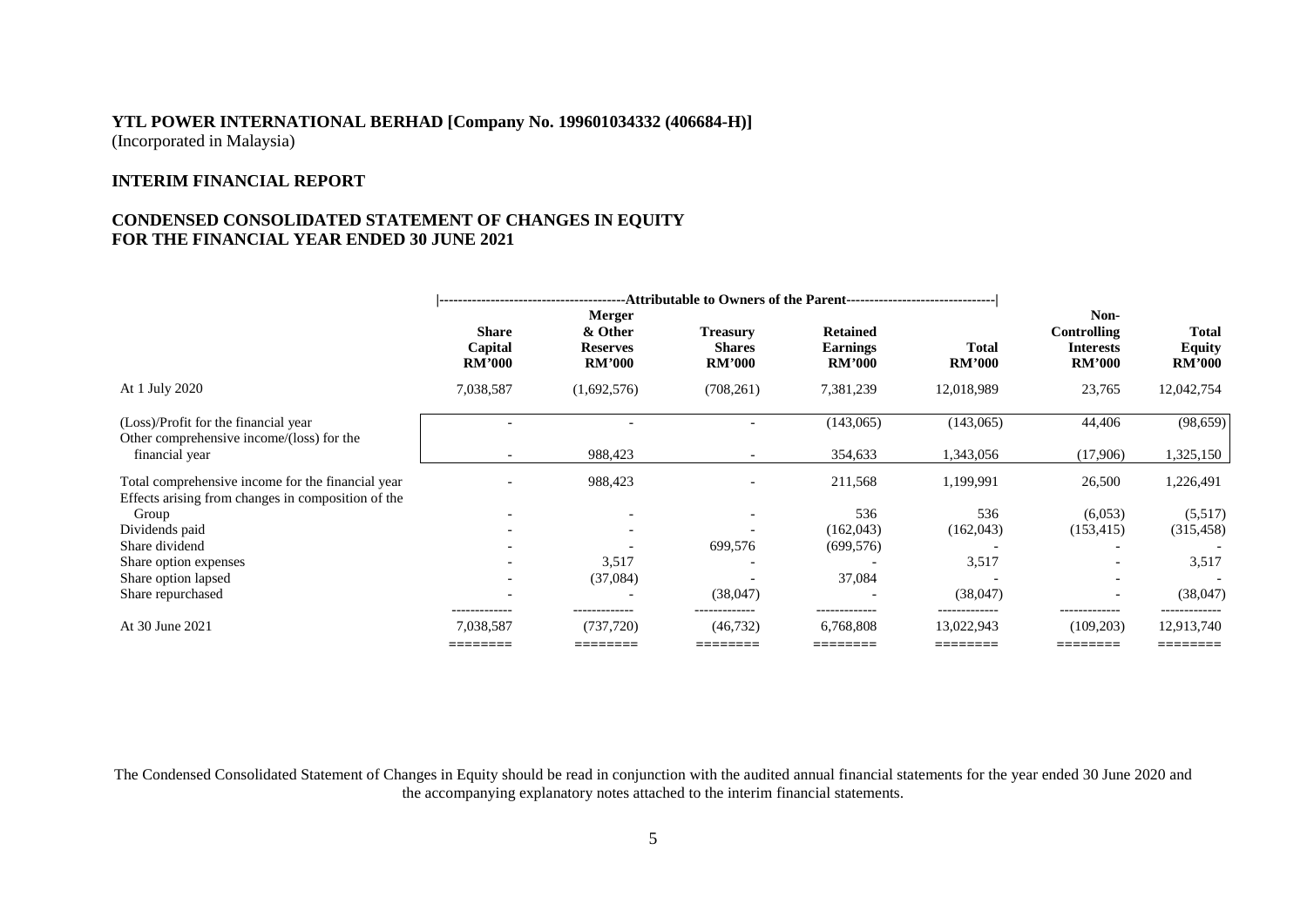**YTL POWER INTERNATIONAL BERHAD [Company No. 199601034332 (406684-H)]**
(Incorporated in Malaysia)

**INTERIM FINANCIAL REPORT**

**CONDENSED CONSOLIDATED STATEMENT OF CHANGES IN EQUITY FOR THE FINANCIAL YEAR ENDED 30 JUNE 2021**

| | Attributable to Owners of the Parent | | | | | | |
|---|---|---|---|---|---|---|---|
| | **Share Capital RM'000** | **Merger & Other Reserves RM'000** | **Treasury Shares RM'000** | **Retained Earnings RM'000** | **Total RM'000** | **Non-Controlling Interests RM'000** | **Total Equity RM'000** |
| At 1 July 2020 | 7,038,587 | (1,692,576) | (708,261) | 7,381,239 | 12,018,989 | 23,765 | 12,042,754 |
| (Loss)/Profit for the financial year | - | - | - | (143,065) | (143,065) | 44,406 | (98,659) |
| Other comprehensive income/(loss) for the financial year | - | 988,423 | - | 354,633 | 1,343,056 | (17,906) | 1,325,150 |
| Total comprehensive income for the financial year | - | 988,423 | - | 211,568 | 1,199,991 | 26,500 | 1,226,491 |
| Effects arising from changes in composition of the Group | - | - | - | 536 | 536 | (6,053) | (5,517) |
| Dividends paid | - | - | - | (162,043) | (162,043) | (153,415) | (315,458) |
| Share dividend | - | - | 699,576 | (699,576) | - | - | - |
| Share option expenses | - | 3,517 | - | - | 3,517 | - | 3,517 |
| Share option lapsed | - | (37,084) | - | 37,084 | - | - | - |
| Share repurchased | - | - | (38,047) | - | (38,047) | - | (38,047) |
| At 30 June 2021 | 7,038,587 | (737,720) | (46,732) | 6,768,808 | 13,022,943 | (109,203) | 12,913,740 |

The Condensed Consolidated Statement of Changes in Equity should be read in conjunction with the audited annual financial statements for the year ended 30 June 2020 and the accompanying explanatory notes attached to the interim financial statements.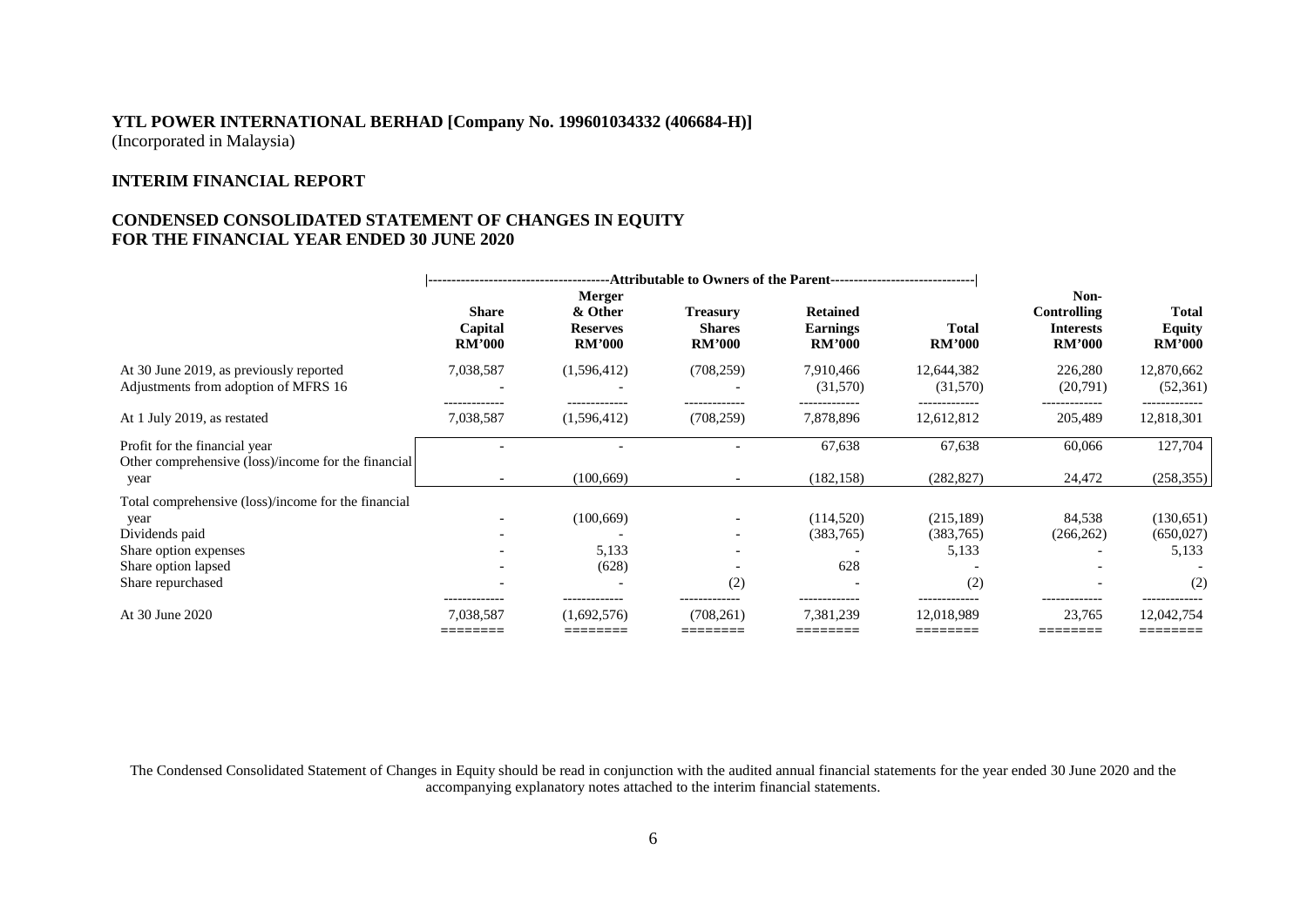**YTL POWER INTERNATIONAL BERHAD [Company No. 199601034332 (406684-H)]**
(Incorporated in Malaysia)

**INTERIM FINANCIAL REPORT**

**CONDENSED CONSOLIDATED STATEMENT OF CHANGES IN EQUITY FOR THE FINANCIAL YEAR ENDED 30 JUNE 2020**

| | Attributable to Owners of the Parent | | | | | | |
|---|---|---|---|---|---|---|---|
| | **Share Capital RM'000** | **Merger & Other Reserves RM'000** | **Treasury Shares RM'000** | **Retained Earnings RM'000** | **Total RM'000** | **Non-Controlling Interests RM'000** | **Total Equity RM'000** |
| At 30 June 2019, as previously reported | 7,038,587 | (1,596,412) | (708,259) | 7,910,466 | 12,644,382 | 226,280 | 12,870,662 |
| Adjustments from adoption of MFRS 16 | - | - | - | (31,570) | (31,570) | (20,791) | (52,361) |
| At 1 July 2019, as restated | 7,038,587 | (1,596,412) | (708,259) | 7,878,896 | 12,612,812 | 205,489 | 12,818,301 |
| Profit for the financial year | - | - | - | 67,638 | 67,638 | 60,066 | 127,704 |
| Other comprehensive (loss)/income for the financial year | - | (100,669) | - | (182,158) | (282,827) | 24,472 | (258,355) |
| Total comprehensive (loss)/income for the financial year | - | (100,669) | - | (114,520) | (215,189) | 84,538 | (130,651) |
| Dividends paid | - | - | - | (383,765) | (383,765) | (266,262) | (650,027) |
| Share option expenses | - | 5,133 | - | - | 5,133 | - | 5,133 |
| Share option lapsed | - | (628) | - | 628 | - | - | - |
| Share repurchased | - | - | (2) | - | (2) | - | (2) |
| At 30 June 2020 | 7,038,587 | (1,692,576) | (708,261) | 7,381,239 | 12,018,989 | 23,765 | 12,042,754 |

The Condensed Consolidated Statement of Changes in Equity should be read in conjunction with the audited annual financial statements for the year ended 30 June 2020 and the accompanying explanatory notes attached to the interim financial statements.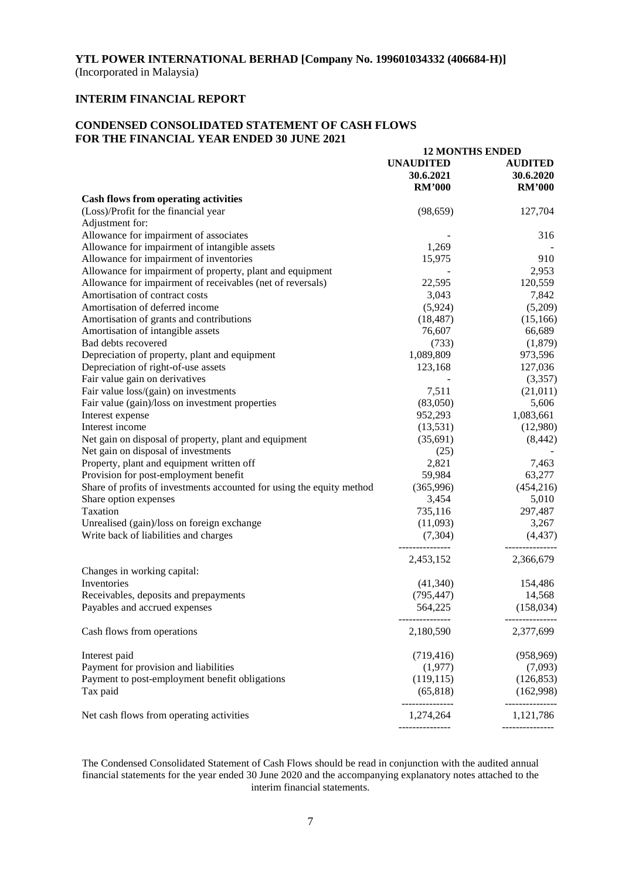**YTL POWER INTERNATIONAL BERHAD [Company No. 199601034332 (406684-H)]**
(Incorporated in Malaysia)

**INTERIM FINANCIAL REPORT**

**CONDENSED CONSOLIDATED STATEMENT OF CASH FLOWS**
**FOR THE FINANCIAL YEAR ENDED 30 JUNE 2021**

| | 12 MONTHS ENDED | |
|---|---|---|
| | **UNAUDITED** | **AUDITED** |
| | **30.6.2021** | **30.6.2020** |
| | **RM'000** | **RM'000** |
| **Cash flows from operating activities** | | |
| (Loss)/Profit for the financial year | (98,659) | 127,704 |
| Adjustment for: | | |
| Allowance for impairment of associates | - | 316 |
| Allowance for impairment of intangible assets | 1,269 | - |
| Allowance for impairment of inventories | 15,975 | 910 |
| Allowance for impairment of property, plant and equipment | - | 2,953 |
| Allowance for impairment of receivables (net of reversals) | 22,595 | 120,559 |
| Amortisation of contract costs | 3,043 | 7,842 |
| Amortisation of deferred income | (5,924) | (5,209) |
| Amortisation of grants and contributions | (18,487) | (15,166) |
| Amortisation of intangible assets | 76,607 | 66,689 |
| Bad debts recovered | (733) | (1,879) |
| Depreciation of property, plant and equipment | 1,089,809 | 973,596 |
| Depreciation of right-of-use assets | 123,168 | 127,036 |
| Fair value gain on derivatives | - | (3,357) |
| Fair value loss/(gain) on investments | 7,511 | (21,011) |
| Fair value (gain)/loss on investment properties | (83,050) | 5,606 |
| Interest expense | 952,293 | 1,083,661 |
| Interest income | (13,531) | (12,980) |
| Net gain on disposal of property, plant and equipment | (35,691) | (8,442) |
| Net gain on disposal of investments | (25) | - |
| Property, plant and equipment written off | 2,821 | 7,463 |
| Provision for post-employment benefit | 59,984 | 63,277 |
| Share of profits of investments accounted for using the equity method | (365,996) | (454,216) |
| Share option expenses | 3,454 | 5,010 |
| Taxation | 735,116 | 297,487 |
| Unrealised (gain)/loss on foreign exchange | (11,093) | 3,267 |
| Write back of liabilities and charges | (7,304) | (4,437) |
| | 2,453,152 | 2,366,679 |
| Changes in working capital: | | |
| Inventories | (41,340) | 154,486 |
| Receivables, deposits and prepayments | (795,447) | 14,568 |
| Payables and accrued expenses | 564,225 | (158,034) |
| Cash flows from operations | 2,180,590 | 2,377,699 |
| Interest paid | (719,416) | (958,969) |
| Payment for provision and liabilities | (1,977) | (7,093) |
| Payment to post-employment benefit obligations | (119,115) | (126,853) |
| Tax paid | (65,818) | (162,998) |
| Net cash flows from operating activities | 1,274,264 | 1,121,786 |

The Condensed Consolidated Statement of Cash Flows should be read in conjunction with the audited annual financial statements for the year ended 30 June 2020 and the accompanying explanatory notes attached to the interim financial statements.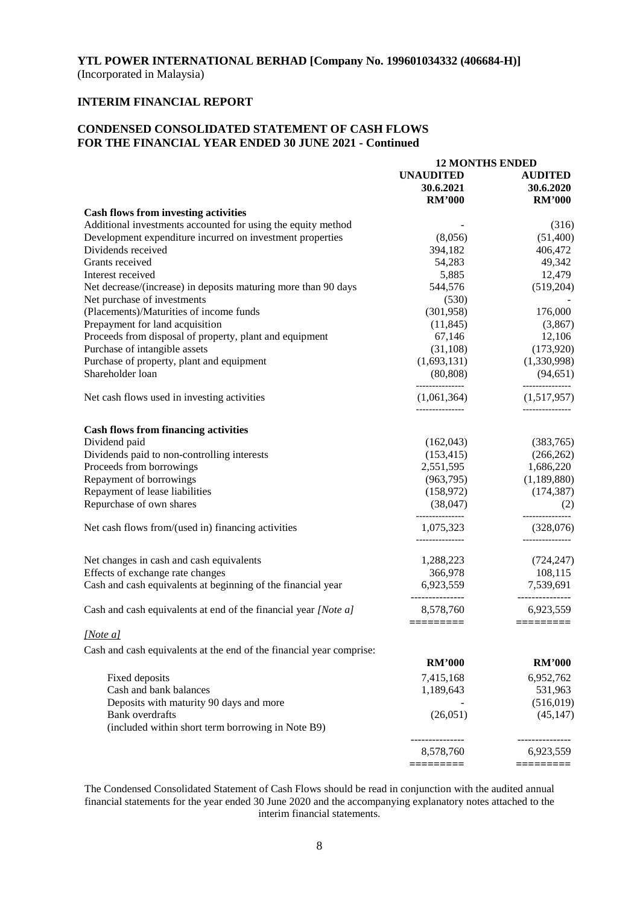**YTL POWER INTERNATIONAL BERHAD [Company No. 199601034332 (406684-H)]**
(Incorporated in Malaysia)

**INTERIM FINANCIAL REPORT**

**CONDENSED CONSOLIDATED STATEMENT OF CASH FLOWS**
**FOR THE FINANCIAL YEAR ENDED 30 JUNE 2021 - Continued**

| | 12 MONTHS ENDED | |
|---|---|---|
| | UNAUDITED | AUDITED |
| | 30.6.2021 | 30.6.2020 |
| | RM'000 | RM'000 |
| **Cash flows from investing activities** | | |
| Additional investments accounted for using the equity method | - | (316) |
| Development expenditure incurred on investment properties | (8,056) | (51,400) |
| Dividends received | 394,182 | 406,472 |
| Grants received | 54,283 | 49,342 |
| Interest received | 5,885 | 12,479 |
| Net decrease/(increase) in deposits maturing more than 90 days | 544,576 | (519,204) |
| Net purchase of investments | (530) | - |
| (Placements)/Maturities of income funds | (301,958) | 176,000 |
| Prepayment for land acquisition | (11,845) | (3,867) |
| Proceeds from disposal of property, plant and equipment | 67,146 | 12,106 |
| Purchase of intangible assets | (31,108) | (173,920) |
| Purchase of property, plant and equipment | (1,693,131) | (1,330,998) |
| Shareholder loan | (80,808) | (94,651) |
| Net cash flows used in investing activities | (1,061,364) | (1,517,957) |
| **Cash flows from financing activities** | | |
| Dividend paid | (162,043) | (383,765) |
| Dividends paid to non-controlling interests | (153,415) | (266,262) |
| Proceeds from borrowings | 2,551,595 | 1,686,220 |
| Repayment of borrowings | (963,795) | (1,189,880) |
| Repayment of lease liabilities | (158,972) | (174,387) |
| Repurchase of own shares | (38,047) | (2) |
| Net cash flows from/(used in) financing activities | 1,075,323 | (328,076) |
| Net changes in cash and cash equivalents | 1,288,223 | (724,247) |
| Effects of exchange rate changes | 366,978 | 108,115 |
| Cash and cash equivalents at beginning of the financial year | 6,923,559 | 7,539,691 |
| Cash and cash equivalents at end of the financial year *[Note a]* | 8,578,760 | 6,923,559 |

*[Note a]*

Cash and cash equivalents at the end of the financial year comprise:

| | RM'000 | RM'000 |
|---|---|---|
| Fixed deposits | 7,415,168 | 6,952,762 |
| Cash and bank balances | 1,189,643 | 531,963 |
| Deposits with maturity 90 days and more | - | (516,019) |
| Bank overdrafts (included within short term borrowing in Note B9) | (26,051) | (45,147) |
| | 8,578,760 | 6,923,559 |

The Condensed Consolidated Statement of Cash Flows should be read in conjunction with the audited annual financial statements for the year ended 30 June 2020 and the accompanying explanatory notes attached to the interim financial statements.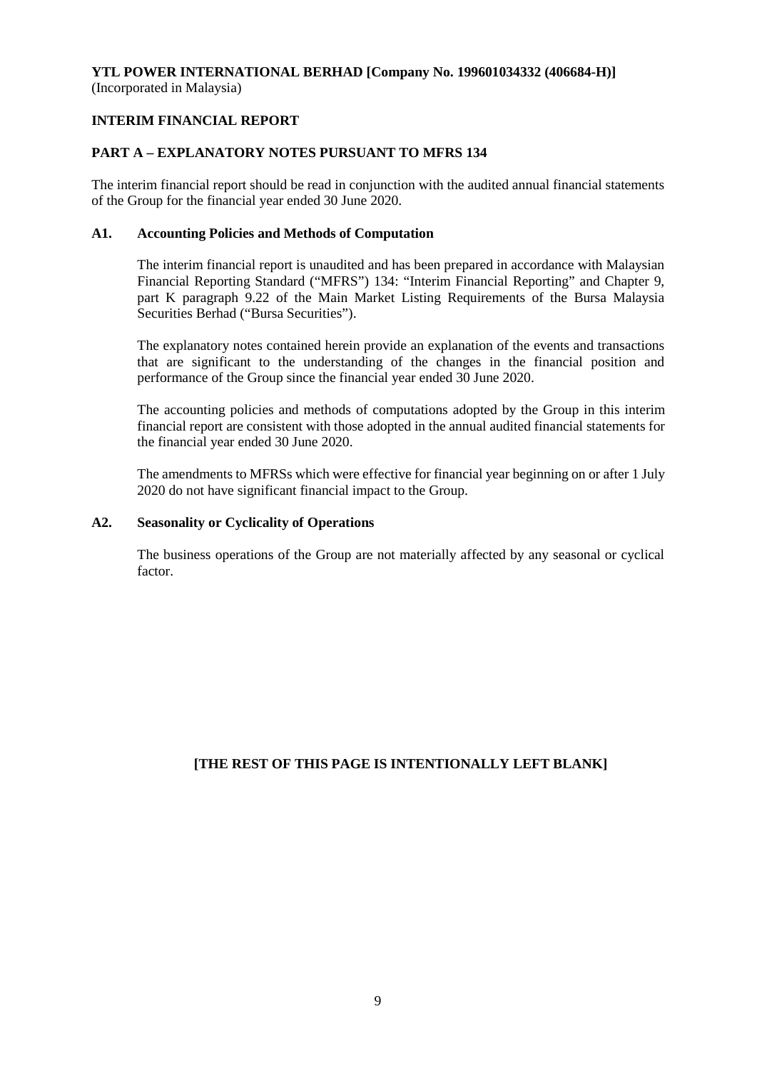**YTL POWER INTERNATIONAL BERHAD [Company No. 199601034332 (406684-H)]**
(Incorporated in Malaysia)

## INTERIM FINANCIAL REPORT

## PART A – EXPLANATORY NOTES PURSUANT TO MFRS 134

The interim financial report should be read in conjunction with the audited annual financial statements of the Group for the financial year ended 30 June 2020.

### A1. Accounting Policies and Methods of Computation

The interim financial report is unaudited and has been prepared in accordance with Malaysian Financial Reporting Standard ("MFRS") 134: "Interim Financial Reporting" and Chapter 9, part K paragraph 9.22 of the Main Market Listing Requirements of the Bursa Malaysia Securities Berhad ("Bursa Securities").

The explanatory notes contained herein provide an explanation of the events and transactions that are significant to the understanding of the changes in the financial position and performance of the Group since the financial year ended 30 June 2020.

The accounting policies and methods of computations adopted by the Group in this interim financial report are consistent with those adopted in the annual audited financial statements for the financial year ended 30 June 2020.

The amendments to MFRSs which were effective for financial year beginning on or after 1 July 2020 do not have significant financial impact to the Group.

### A2. Seasonality or Cyclicality of Operations

The business operations of the Group are not materially affected by any seasonal or cyclical factor.

**[THE REST OF THIS PAGE IS INTENTIONALLY LEFT BLANK]**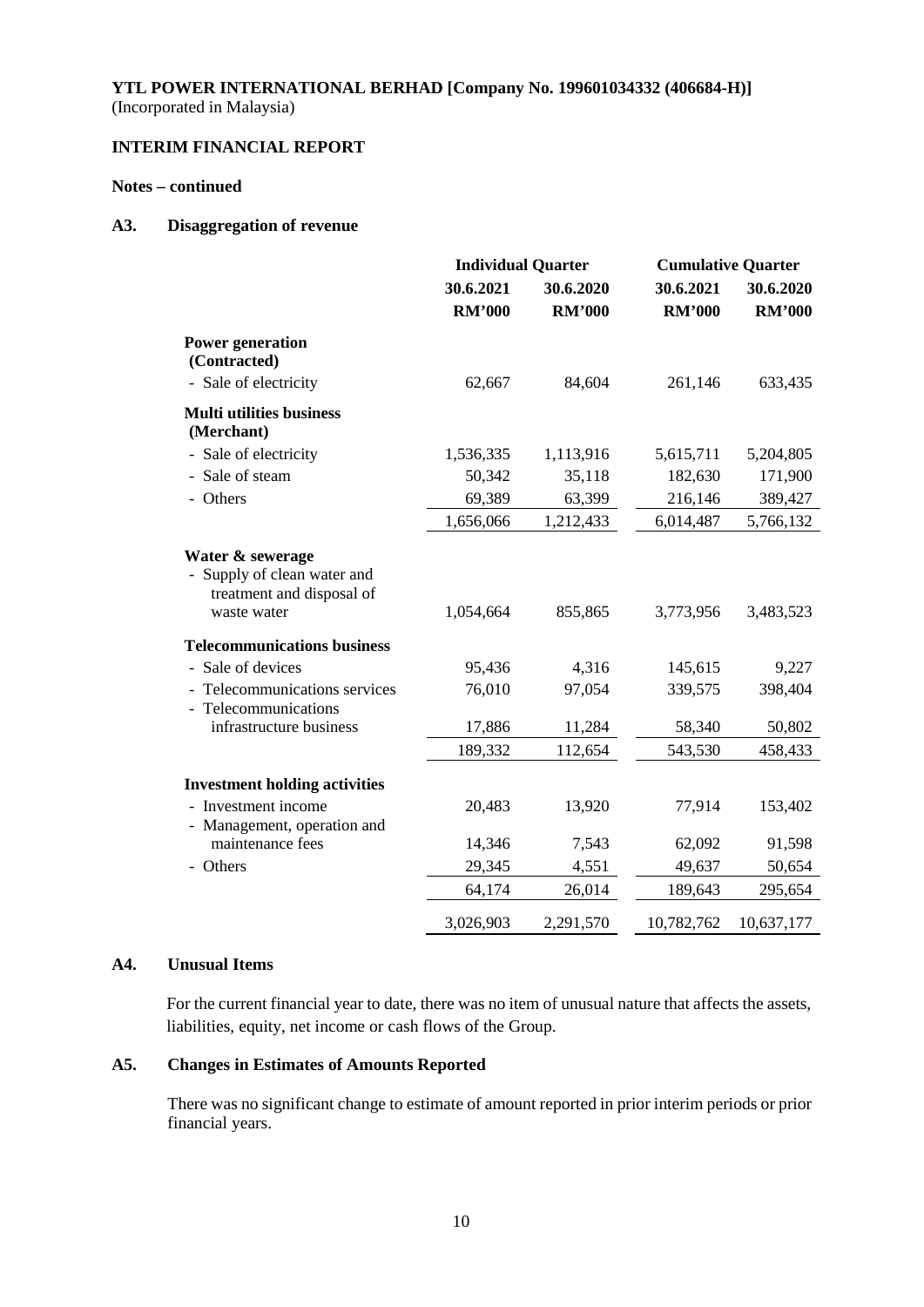**YTL POWER INTERNATIONAL BERHAD [Company No. 199601034332 (406684-H)]**
(Incorporated in Malaysia)

**INTERIM FINANCIAL REPORT**

**Notes – continued**

## A3. Disaggregation of revenue

| | Individual Quarter | | Cumulative Quarter | |
|---|---|---|---|---|
| | 30.6.2021 | 30.6.2020 | 30.6.2021 | 30.6.2020 |
| | RM'000 | RM'000 | RM'000 | RM'000 |
| **Power generation (Contracted)** | | | | |
| - Sale of electricity | 62,667 | 84,604 | 261,146 | 633,435 |
| **Multi utilities business (Merchant)** | | | | |
| - Sale of electricity | 1,536,335 | 1,113,916 | 5,615,711 | 5,204,805 |
| - Sale of steam | 50,342 | 35,118 | 182,630 | 171,900 |
| - Others | 69,389 | 63,399 | 216,146 | 389,427 |
| | 1,656,066 | 1,212,433 | 6,014,487 | 5,766,132 |
| **Water & sewerage** | | | | |
| - Supply of clean water and treatment and disposal of waste water | 1,054,664 | 855,865 | 3,773,956 | 3,483,523 |
| **Telecommunications business** | | | | |
| - Sale of devices | 95,436 | 4,316 | 145,615 | 9,227 |
| - Telecommunications services | 76,010 | 97,054 | 339,575 | 398,404 |
| - Telecommunications infrastructure business | 17,886 | 11,284 | 58,340 | 50,802 |
| | 189,332 | 112,654 | 543,530 | 458,433 |
| **Investment holding activities** | | | | |
| - Investment income | 20,483 | 13,920 | 77,914 | 153,402 |
| - Management, operation and maintenance fees | 14,346 | 7,543 | 62,092 | 91,598 |
| - Others | 29,345 | 4,551 | 49,637 | 50,654 |
| | 64,174 | 26,014 | 189,643 | 295,654 |
| | 3,026,903 | 2,291,570 | 10,782,762 | 10,637,177 |

## A4. Unusual Items

For the current financial year to date, there was no item of unusual nature that affects the assets, liabilities, equity, net income or cash flows of the Group.

## A5. Changes in Estimates of Amounts Reported

There was no significant change to estimate of amount reported in prior interim periods or prior financial years.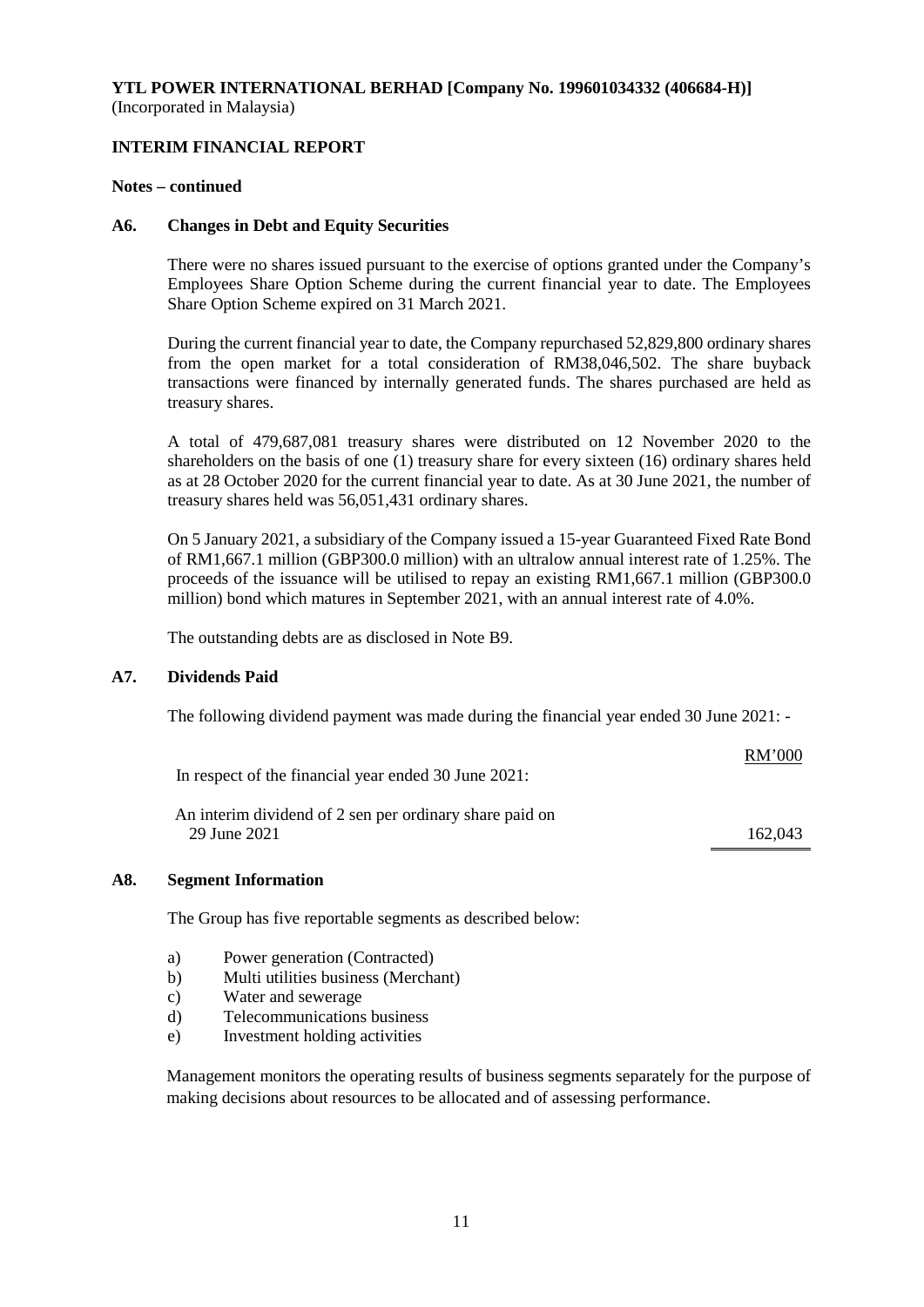**YTL POWER INTERNATIONAL BERHAD [Company No. 199601034332 (406684-H)]**
(Incorporated in Malaysia)

**INTERIM FINANCIAL REPORT**

**Notes – continued**

### A6. Changes in Debt and Equity Securities

There were no shares issued pursuant to the exercise of options granted under the Company's Employees Share Option Scheme during the current financial year to date. The Employees Share Option Scheme expired on 31 March 2021.

During the current financial year to date, the Company repurchased 52,829,800 ordinary shares from the open market for a total consideration of RM38,046,502. The share buyback transactions were financed by internally generated funds. The shares purchased are held as treasury shares.

A total of 479,687,081 treasury shares were distributed on 12 November 2020 to the shareholders on the basis of one (1) treasury share for every sixteen (16) ordinary shares held as at 28 October 2020 for the current financial year to date. As at 30 June 2021, the number of treasury shares held was 56,051,431 ordinary shares.

On 5 January 2021, a subsidiary of the Company issued a 15-year Guaranteed Fixed Rate Bond of RM1,667.1 million (GBP300.0 million) with an ultralow annual interest rate of 1.25%. The proceeds of the issuance will be utilised to repay an existing RM1,667.1 million (GBP300.0 million) bond which matures in September 2021, with an annual interest rate of 4.0%.

The outstanding debts are as disclosed in Note B9.

### A7. Dividends Paid

The following dividend payment was made during the financial year ended 30 June 2021: -

| | RM'000 |
|---|---|
| In respect of the financial year ended 30 June 2021: | |
| An interim dividend of 2 sen per ordinary share paid on 29 June 2021 | 162,043 |

### A8. Segment Information

The Group has five reportable segments as described below:

a) Power generation (Contracted)
b) Multi utilities business (Merchant)
c) Water and sewerage
d) Telecommunications business
e) Investment holding activities

Management monitors the operating results of business segments separately for the purpose of making decisions about resources to be allocated and of assessing performance.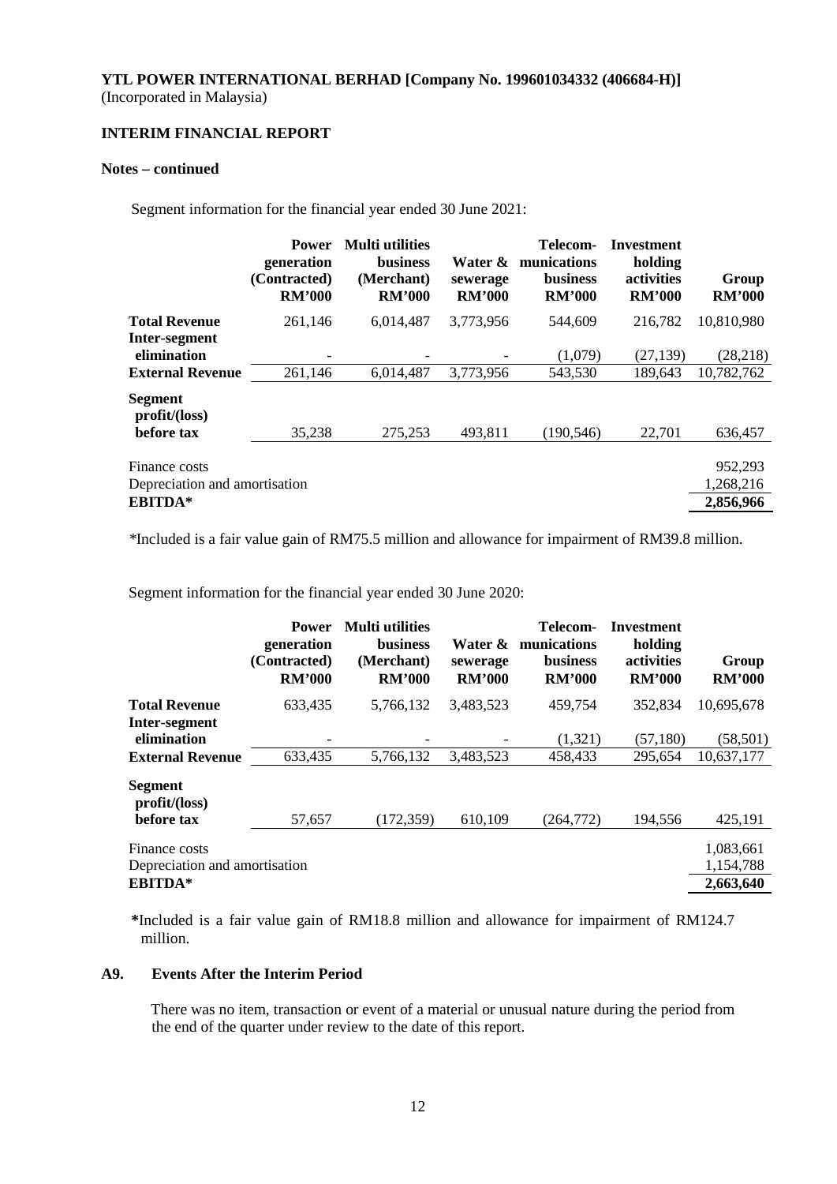**YTL POWER INTERNATIONAL BERHAD [Company No. 199601034332 (406684-H)]**
(Incorporated in Malaysia)

**INTERIM FINANCIAL REPORT**

**Notes – continued**

Segment information for the financial year ended 30 June 2021:

| | Power generation (Contracted) RM'000 | Multi utilities business (Merchant) RM'000 | Water & sewerage RM'000 | Telecom-munications business RM'000 | Investment holding activities RM'000 | Group RM'000 |
|---|---|---|---|---|---|---|
| **Total Revenue** | 261,146 | 6,014,487 | 3,773,956 | 544,609 | 216,782 | 10,810,980 |
| **Inter-segment elimination** | - | - | - | (1,079) | (27,139) | (28,218) |
| **External Revenue** | 261,146 | 6,014,487 | 3,773,956 | 543,530 | 189,643 | 10,782,762 |
| **Segment profit/(loss) before tax** | 35,238 | 275,253 | 493,811 | (190,546) | 22,701 | 636,457 |
| Finance costs | | | | | | 952,293 |
| Depreciation and amortisation | | | | | | 1,268,216 |
| **EBITDA*** | | | | | | **2,856,966** |

*Included is a fair value gain of RM75.5 million and allowance for impairment of RM39.8 million.

Segment information for the financial year ended 30 June 2020:

| | Power generation (Contracted) RM'000 | Multi utilities business (Merchant) RM'000 | Water & sewerage RM'000 | Telecom-munications business RM'000 | Investment holding activities RM'000 | Group RM'000 |
|---|---|---|---|---|---|---|
| **Total Revenue** | 633,435 | 5,766,132 | 3,483,523 | 459,754 | 352,834 | 10,695,678 |
| **Inter-segment elimination** | - | - | - | (1,321) | (57,180) | (58,501) |
| **External Revenue** | 633,435 | 5,766,132 | 3,483,523 | 458,433 | 295,654 | 10,637,177 |
| **Segment profit/(loss) before tax** | 57,657 | (172,359) | 610,109 | (264,772) | 194,556 | 425,191 |
| Finance costs | | | | | | 1,083,661 |
| Depreciation and amortisation | | | | | | 1,154,788 |
| **EBITDA*** | | | | | | **2,663,640** |

***Included is a fair value gain of RM18.8 million and allowance for impairment of RM124.7 million.

## A9. Events After the Interim Period

There was no item, transaction or event of a material or unusual nature during the period from the end of the quarter under review to the date of this report.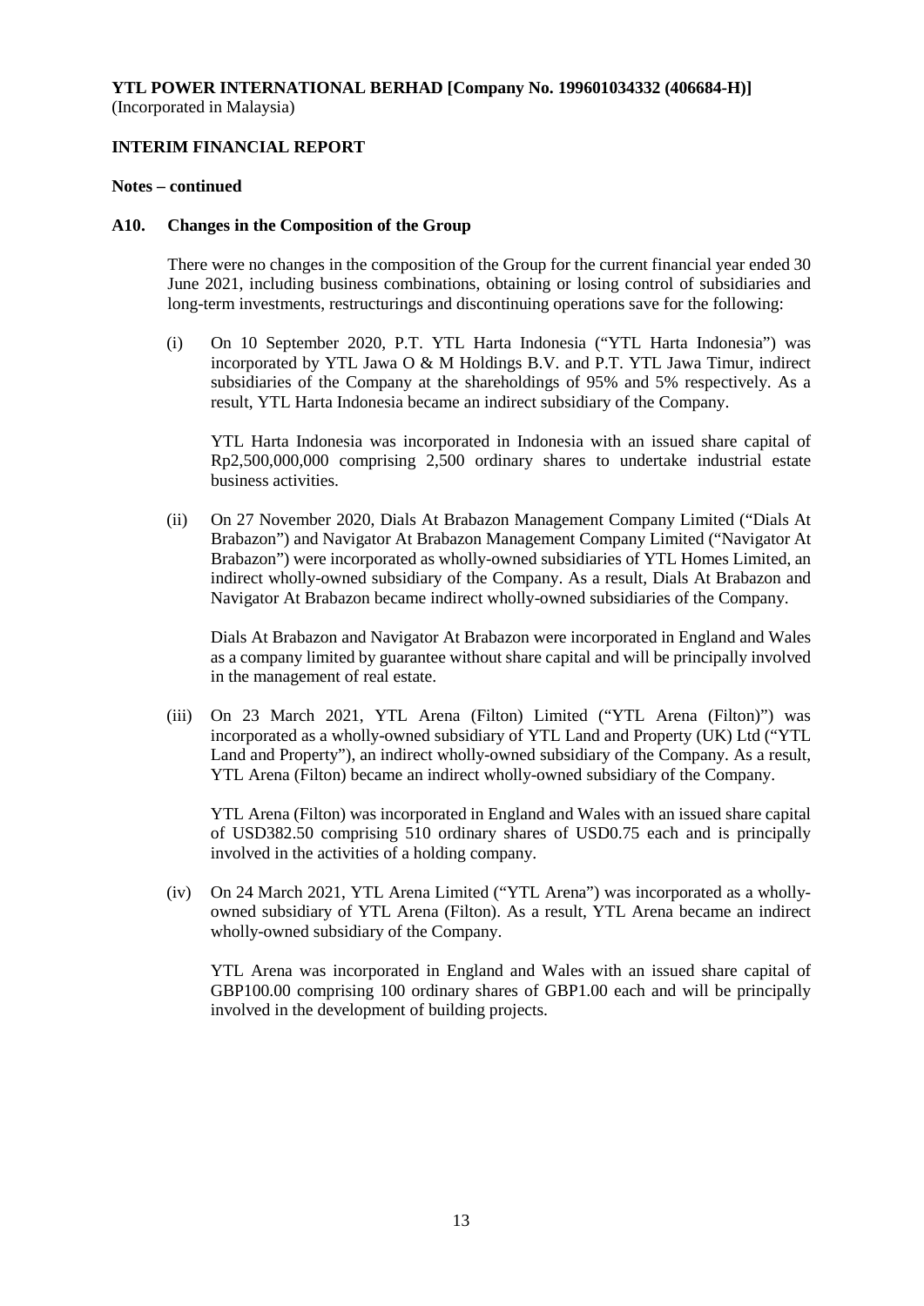**YTL POWER INTERNATIONAL BERHAD [Company No. 199601034332 (406684-H)]**
(Incorporated in Malaysia)

**INTERIM FINANCIAL REPORT**

**Notes – continued**

**A10. Changes in the Composition of the Group**

There were no changes in the composition of the Group for the current financial year ended 30 June 2021, including business combinations, obtaining or losing control of subsidiaries and long-term investments, restructurings and discontinuing operations save for the following:

(i) On 10 September 2020, P.T. YTL Harta Indonesia ("YTL Harta Indonesia") was incorporated by YTL Jawa O & M Holdings B.V. and P.T. YTL Jawa Timur, indirect subsidiaries of the Company at the shareholdings of 95% and 5% respectively. As a result, YTL Harta Indonesia became an indirect subsidiary of the Company.

YTL Harta Indonesia was incorporated in Indonesia with an issued share capital of Rp2,500,000,000 comprising 2,500 ordinary shares to undertake industrial estate business activities.

(ii) On 27 November 2020, Dials At Brabazon Management Company Limited ("Dials At Brabazon") and Navigator At Brabazon Management Company Limited ("Navigator At Brabazon") were incorporated as wholly-owned subsidiaries of YTL Homes Limited, an indirect wholly-owned subsidiary of the Company. As a result, Dials At Brabazon and Navigator At Brabazon became indirect wholly-owned subsidiaries of the Company.

Dials At Brabazon and Navigator At Brabazon were incorporated in England and Wales as a company limited by guarantee without share capital and will be principally involved in the management of real estate.

(iii) On 23 March 2021, YTL Arena (Filton) Limited ("YTL Arena (Filton)") was incorporated as a wholly-owned subsidiary of YTL Land and Property (UK) Ltd ("YTL Land and Property"), an indirect wholly-owned subsidiary of the Company. As a result, YTL Arena (Filton) became an indirect wholly-owned subsidiary of the Company.

YTL Arena (Filton) was incorporated in England and Wales with an issued share capital of USD382.50 comprising 510 ordinary shares of USD0.75 each and is principally involved in the activities of a holding company.

(iv) On 24 March 2021, YTL Arena Limited ("YTL Arena") was incorporated as a wholly-owned subsidiary of YTL Arena (Filton). As a result, YTL Arena became an indirect wholly-owned subsidiary of the Company.

YTL Arena was incorporated in England and Wales with an issued share capital of GBP100.00 comprising 100 ordinary shares of GBP1.00 each and will be principally involved in the development of building projects.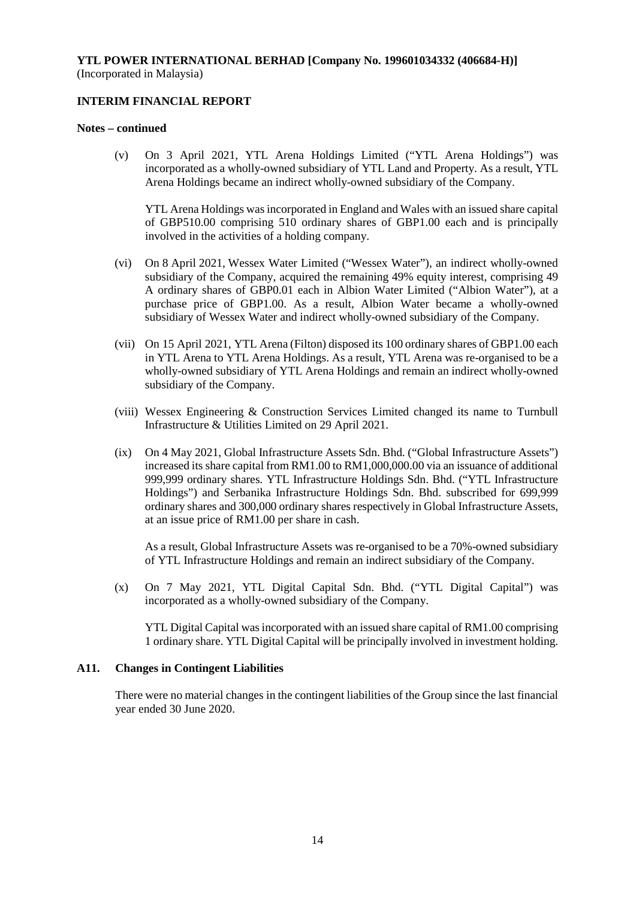**YTL POWER INTERNATIONAL BERHAD [Company No. 199601034332 (406684-H)]**
(Incorporated in Malaysia)

**INTERIM FINANCIAL REPORT**

**Notes – continued**

(v) On 3 April 2021, YTL Arena Holdings Limited ("YTL Arena Holdings") was incorporated as a wholly-owned subsidiary of YTL Land and Property. As a result, YTL Arena Holdings became an indirect wholly-owned subsidiary of the Company.

YTL Arena Holdings was incorporated in England and Wales with an issued share capital of GBP510.00 comprising 510 ordinary shares of GBP1.00 each and is principally involved in the activities of a holding company.

(vi) On 8 April 2021, Wessex Water Limited ("Wessex Water"), an indirect wholly-owned subsidiary of the Company, acquired the remaining 49% equity interest, comprising 49 A ordinary shares of GBP0.01 each in Albion Water Limited ("Albion Water"), at a purchase price of GBP1.00. As a result, Albion Water became a wholly-owned subsidiary of Wessex Water and indirect wholly-owned subsidiary of the Company.

(vii) On 15 April 2021, YTL Arena (Filton) disposed its 100 ordinary shares of GBP1.00 each in YTL Arena to YTL Arena Holdings. As a result, YTL Arena was re-organised to be a wholly-owned subsidiary of YTL Arena Holdings and remain an indirect wholly-owned subsidiary of the Company.

(viii) Wessex Engineering & Construction Services Limited changed its name to Turnbull Infrastructure & Utilities Limited on 29 April 2021.

(ix) On 4 May 2021, Global Infrastructure Assets Sdn. Bhd. ("Global Infrastructure Assets") increased its share capital from RM1.00 to RM1,000,000.00 via an issuance of additional 999,999 ordinary shares. YTL Infrastructure Holdings Sdn. Bhd. ("YTL Infrastructure Holdings") and Serbanika Infrastructure Holdings Sdn. Bhd. subscribed for 699,999 ordinary shares and 300,000 ordinary shares respectively in Global Infrastructure Assets, at an issue price of RM1.00 per share in cash.

As a result, Global Infrastructure Assets was re-organised to be a 70%-owned subsidiary of YTL Infrastructure Holdings and remain an indirect subsidiary of the Company.

(x) On 7 May 2021, YTL Digital Capital Sdn. Bhd. ("YTL Digital Capital") was incorporated as a wholly-owned subsidiary of the Company.

YTL Digital Capital was incorporated with an issued share capital of RM1.00 comprising 1 ordinary share. YTL Digital Capital will be principally involved in investment holding.

**A11. Changes in Contingent Liabilities**

There were no material changes in the contingent liabilities of the Group since the last financial year ended 30 June 2020.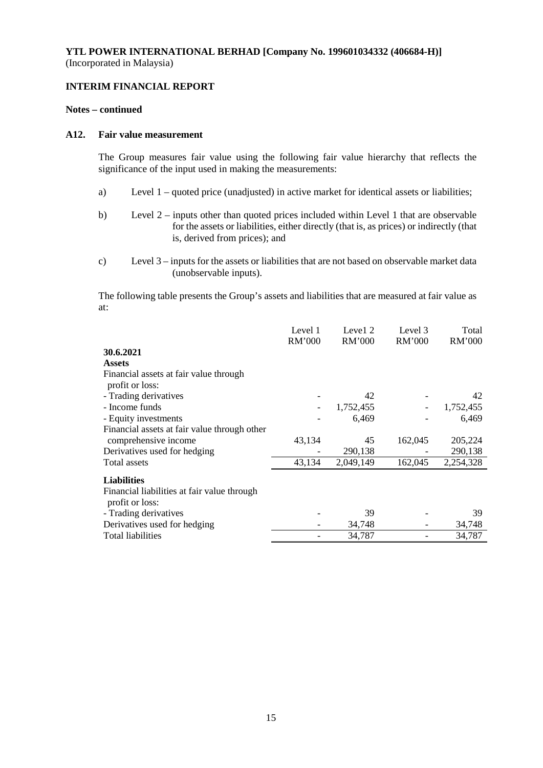**YTL POWER INTERNATIONAL BERHAD [Company No. 199601034332 (406684-H)]**
(Incorporated in Malaysia)

**INTERIM FINANCIAL REPORT**

**Notes – continued**

**A12. Fair value measurement**

The Group measures fair value using the following fair value hierarchy that reflects the significance of the input used in making the measurements:

a) Level 1 – quoted price (unadjusted) in active market for identical assets or liabilities;

b) Level 2 – inputs other than quoted prices included within Level 1 that are observable for the assets or liabilities, either directly (that is, as prices) or indirectly (that is, derived from prices); and

c) Level 3 – inputs for the assets or liabilities that are not based on observable market data (unobservable inputs).

The following table presents the Group's assets and liabilities that are measured at fair value as at:

| | Level 1<br>RM'000 | Leve1 2<br>RM'000 | Level 3<br>RM'000 | Total<br>RM'000 |
|---|---|---|---|---|
| **30.6.2021** | | | | |
| **Assets** | | | | |
| Financial assets at fair value through profit or loss: | | | | |
| - Trading derivatives | - | 42 | - | 42 |
| - Income funds | - | 1,752,455 | - | 1,752,455 |
| - Equity investments | - | 6,469 | - | 6,469 |
| Financial assets at fair value through other comprehensive income | 43,134 | 45 | 162,045 | 205,224 |
| Derivatives used for hedging | - | 290,138 | - | 290,138 |
| Total assets | 43,134 | 2,049,149 | 162,045 | 2,254,328 |
| **Liabilities** | | | | |
| Financial liabilities at fair value through profit or loss: | | | | |
| - Trading derivatives | - | 39 | - | 39 |
| Derivatives used for hedging | - | 34,748 | - | 34,748 |
| Total liabilities | - | 34,787 | - | 34,787 |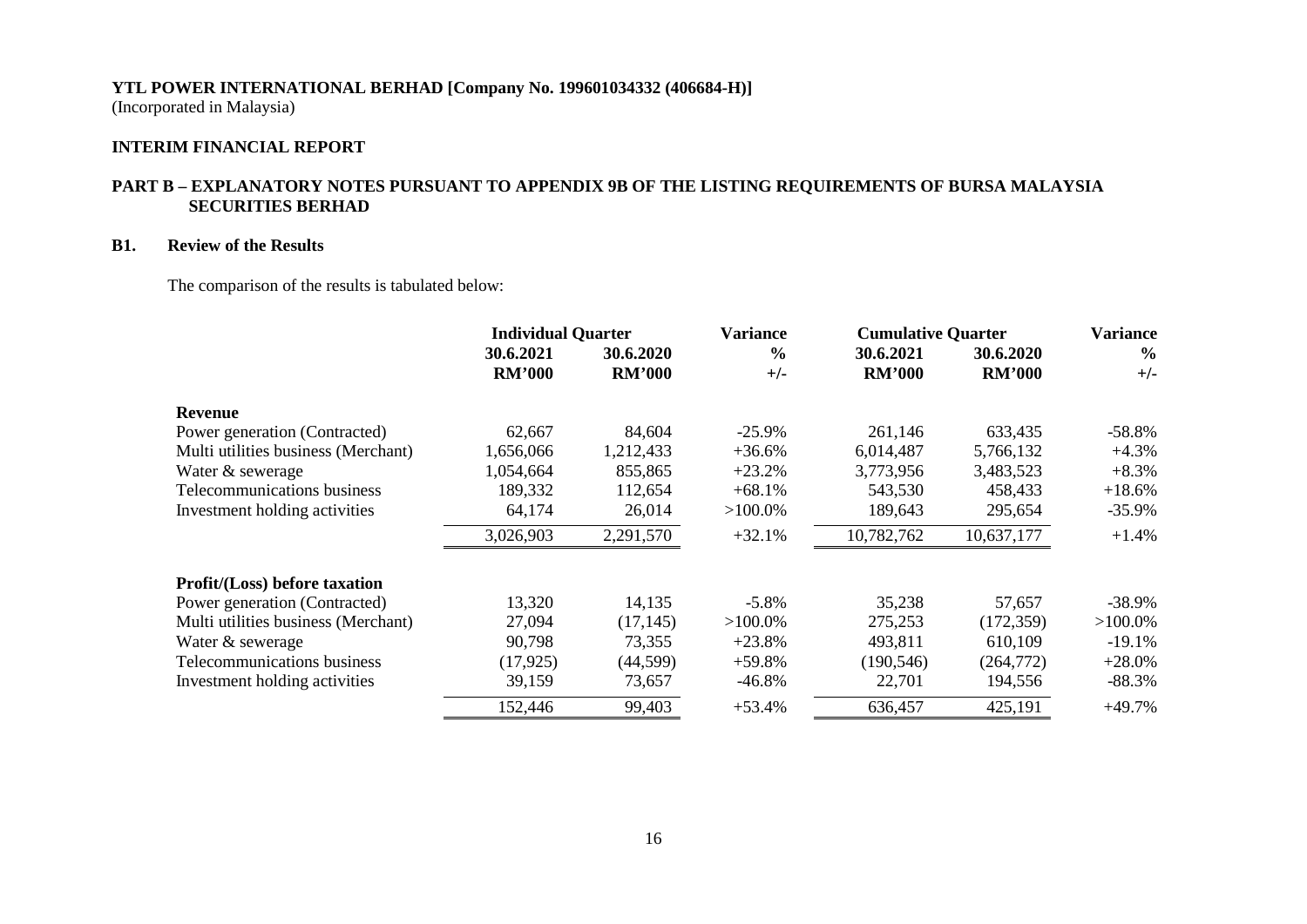**YTL POWER INTERNATIONAL BERHAD [Company No. 199601034332 (406684-H)]**
(Incorporated in Malaysia)

**INTERIM FINANCIAL REPORT**

**PART B – EXPLANATORY NOTES PURSUANT TO APPENDIX 9B OF THE LISTING REQUIREMENTS OF BURSA MALAYSIA SECURITIES BERHAD**

**B1. Review of the Results**

The comparison of the results is tabulated below:

| | Individual Quarter | | Variance | Cumulative Quarter | | Variance |
|---|---|---|---|---|---|---|
| | 30.6.2021 | 30.6.2020 | % | 30.6.2021 | 30.6.2020 | % |
| | RM'000 | RM'000 | +/- | RM'000 | RM'000 | +/- |
| **Revenue** | | | | | | |
| Power generation (Contracted) | 62,667 | 84,604 | -25.9% | 261,146 | 633,435 | -58.8% |
| Multi utilities business (Merchant) | 1,656,066 | 1,212,433 | +36.6% | 6,014,487 | 5,766,132 | +4.3% |
| Water & sewerage | 1,054,664 | 855,865 | +23.2% | 3,773,956 | 3,483,523 | +8.3% |
| Telecommunications business | 189,332 | 112,654 | +68.1% | 543,530 | 458,433 | +18.6% |
| Investment holding activities | 64,174 | 26,014 | >100.0% | 189,643 | 295,654 | -35.9% |
| | 3,026,903 | 2,291,570 | +32.1% | 10,782,762 | 10,637,177 | +1.4% |
| **Profit/(Loss) before taxation** | | | | | | |
| Power generation (Contracted) | 13,320 | 14,135 | -5.8% | 35,238 | 57,657 | -38.9% |
| Multi utilities business (Merchant) | 27,094 | (17,145) | >100.0% | 275,253 | (172,359) | >100.0% |
| Water & sewerage | 90,798 | 73,355 | +23.8% | 493,811 | 610,109 | -19.1% |
| Telecommunications business | (17,925) | (44,599) | +59.8% | (190,546) | (264,772) | +28.0% |
| Investment holding activities | 39,159 | 73,657 | -46.8% | 22,701 | 194,556 | -88.3% |
| | 152,446 | 99,403 | +53.4% | 636,457 | 425,191 | +49.7% |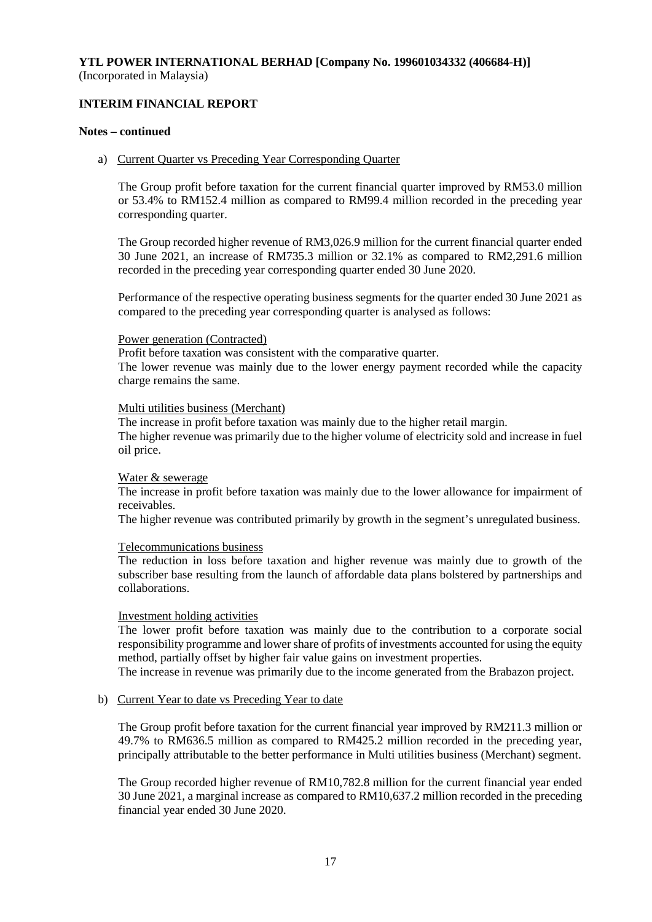**YTL POWER INTERNATIONAL BERHAD [Company No. 199601034332 (406684-H)]**
(Incorporated in Malaysia)

**INTERIM FINANCIAL REPORT**

**Notes – continued**

a) Current Quarter vs Preceding Year Corresponding Quarter

The Group profit before taxation for the current financial quarter improved by RM53.0 million or 53.4% to RM152.4 million as compared to RM99.4 million recorded in the preceding year corresponding quarter.

The Group recorded higher revenue of RM3,026.9 million for the current financial quarter ended 30 June 2021, an increase of RM735.3 million or 32.1% as compared to RM2,291.6 million recorded in the preceding year corresponding quarter ended 30 June 2020.

Performance of the respective operating business segments for the quarter ended 30 June 2021 as compared to the preceding year corresponding quarter is analysed as follows:

Power generation (Contracted)
Profit before taxation was consistent with the comparative quarter.
The lower revenue was mainly due to the lower energy payment recorded while the capacity charge remains the same.

Multi utilities business (Merchant)
The increase in profit before taxation was mainly due to the higher retail margin.
The higher revenue was primarily due to the higher volume of electricity sold and increase in fuel oil price.

Water & sewerage
The increase in profit before taxation was mainly due to the lower allowance for impairment of receivables.
The higher revenue was contributed primarily by growth in the segment's unregulated business.

Telecommunications business
The reduction in loss before taxation and higher revenue was mainly due to growth of the subscriber base resulting from the launch of affordable data plans bolstered by partnerships and collaborations.

Investment holding activities
The lower profit before taxation was mainly due to the contribution to a corporate social responsibility programme and lower share of profits of investments accounted for using the equity method, partially offset by higher fair value gains on investment properties.
The increase in revenue was primarily due to the income generated from the Brabazon project.

b) Current Year to date vs Preceding Year to date

The Group profit before taxation for the current financial year improved by RM211.3 million or 49.7% to RM636.5 million as compared to RM425.2 million recorded in the preceding year, principally attributable to the better performance in Multi utilities business (Merchant) segment.

The Group recorded higher revenue of RM10,782.8 million for the current financial year ended 30 June 2021, a marginal increase as compared to RM10,637.2 million recorded in the preceding financial year ended 30 June 2020.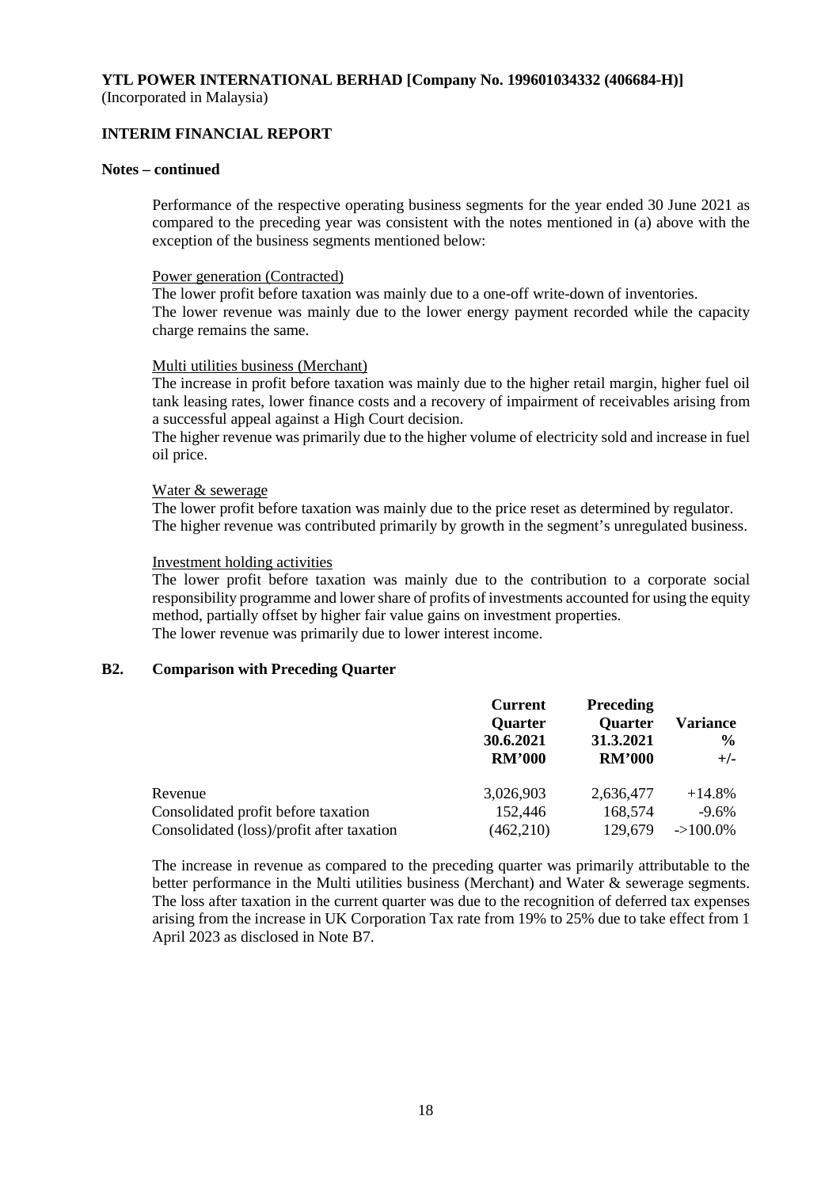**YTL POWER INTERNATIONAL BERHAD [Company No. 199601034332 (406684-H)]**
(Incorporated in Malaysia)

**INTERIM FINANCIAL REPORT**

**Notes – continued**

Performance of the respective operating business segments for the year ended 30 June 2021 as compared to the preceding year was consistent with the notes mentioned in (a) above with the exception of the business segments mentioned below:

Power generation (Contracted)
The lower profit before taxation was mainly due to a one-off write-down of inventories.
The lower revenue was mainly due to the lower energy payment recorded while the capacity charge remains the same.

Multi utilities business (Merchant)
The increase in profit before taxation was mainly due to the higher retail margin, higher fuel oil tank leasing rates, lower finance costs and a recovery of impairment of receivables arising from a successful appeal against a High Court decision.
The higher revenue was primarily due to the higher volume of electricity sold and increase in fuel oil price.

Water & sewerage
The lower profit before taxation was mainly due to the price reset as determined by regulator.
The higher revenue was contributed primarily by growth in the segment's unregulated business.

Investment holding activities
The lower profit before taxation was mainly due to the contribution to a corporate social responsibility programme and lower share of profits of investments accounted for using the equity method, partially offset by higher fair value gains on investment properties.
The lower revenue was primarily due to lower interest income.

**B2. Comparison with Preceding Quarter**

| | Current Quarter 30.6.2021 RM'000 | Preceding Quarter 31.3.2021 RM'000 | Variance % +/- |
|---|---|---|---|
| Revenue | 3,026,903 | 2,636,477 | +14.8% |
| Consolidated profit before taxation | 152,446 | 168,574 | -9.6% |
| Consolidated (loss)/profit after taxation | (462,210) | 129,679 | ->100.0% |

The increase in revenue as compared to the preceding quarter was primarily attributable to the better performance in the Multi utilities business (Merchant) and Water & sewerage segments. The loss after taxation in the current quarter was due to the recognition of deferred tax expenses arising from the increase in UK Corporation Tax rate from 19% to 25% due to take effect from 1 April 2023 as disclosed in Note B7.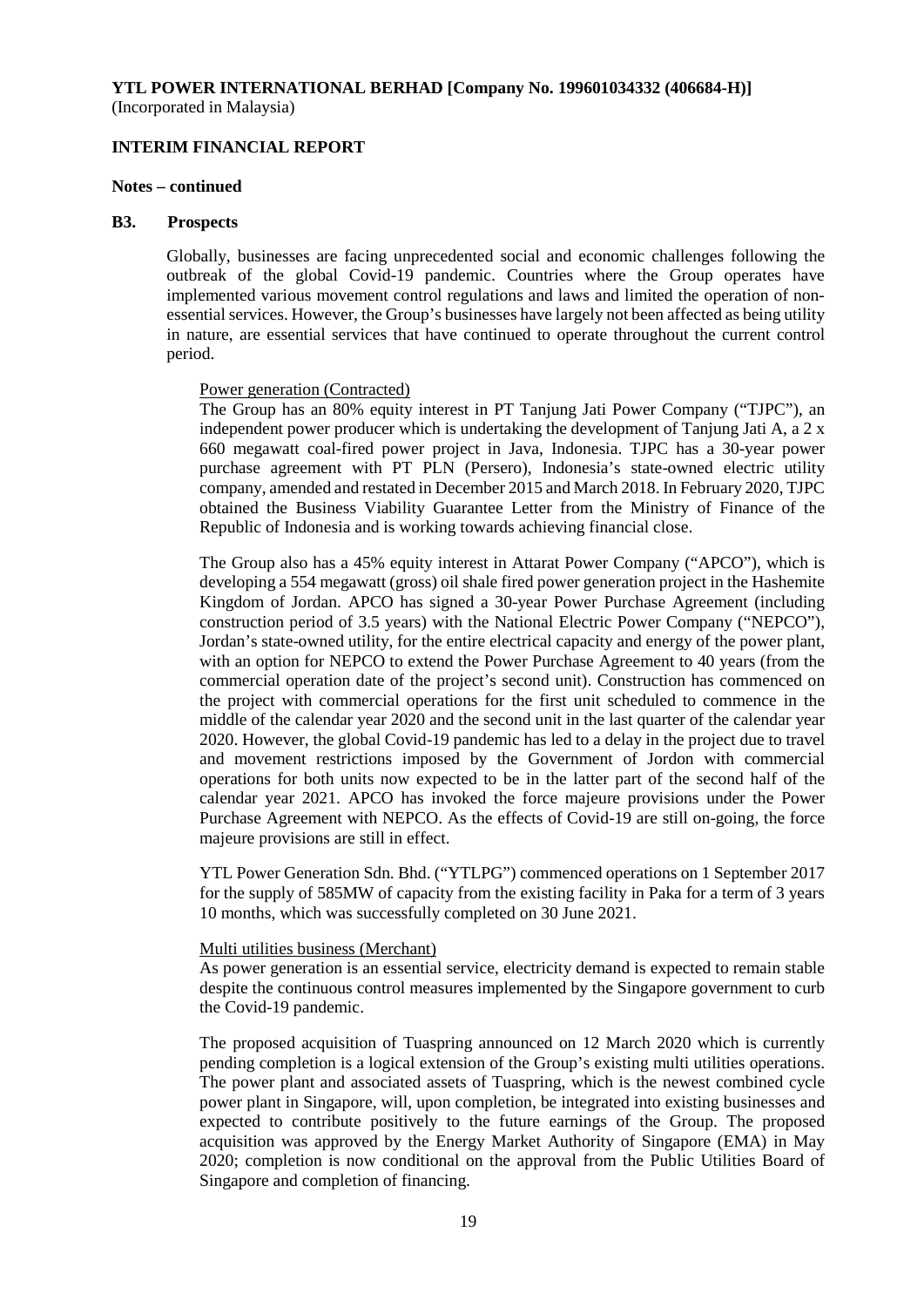**YTL POWER INTERNATIONAL BERHAD [Company No. 199601034332 (406684-H)]**
(Incorporated in Malaysia)

**INTERIM FINANCIAL REPORT**

**Notes – continued**

**B3. Prospects**

Globally, businesses are facing unprecedented social and economic challenges following the outbreak of the global Covid-19 pandemic. Countries where the Group operates have implemented various movement control regulations and laws and limited the operation of non-essential services. However, the Group's businesses have largely not been affected as being utility in nature, are essential services that have continued to operate throughout the current control period.

Power generation (Contracted)

The Group has an 80% equity interest in PT Tanjung Jati Power Company ("TJPC"), an independent power producer which is undertaking the development of Tanjung Jati A, a 2 x 660 megawatt coal-fired power project in Java, Indonesia. TJPC has a 30-year power purchase agreement with PT PLN (Persero), Indonesia's state-owned electric utility company, amended and restated in December 2015 and March 2018. In February 2020, TJPC obtained the Business Viability Guarantee Letter from the Ministry of Finance of the Republic of Indonesia and is working towards achieving financial close.

The Group also has a 45% equity interest in Attarat Power Company ("APCO"), which is developing a 554 megawatt (gross) oil shale fired power generation project in the Hashemite Kingdom of Jordan. APCO has signed a 30-year Power Purchase Agreement (including construction period of 3.5 years) with the National Electric Power Company ("NEPCO"), Jordan's state-owned utility, for the entire electrical capacity and energy of the power plant, with an option for NEPCO to extend the Power Purchase Agreement to 40 years (from the commercial operation date of the project's second unit). Construction has commenced on the project with commercial operations for the first unit scheduled to commence in the middle of the calendar year 2020 and the second unit in the last quarter of the calendar year 2020. However, the global Covid-19 pandemic has led to a delay in the project due to travel and movement restrictions imposed by the Government of Jordon with commercial operations for both units now expected to be in the latter part of the second half of the calendar year 2021. APCO has invoked the force majeure provisions under the Power Purchase Agreement with NEPCO. As the effects of Covid-19 are still on-going, the force majeure provisions are still in effect.

YTL Power Generation Sdn. Bhd. ("YTLPG") commenced operations on 1 September 2017 for the supply of 585MW of capacity from the existing facility in Paka for a term of 3 years 10 months, which was successfully completed on 30 June 2021.

Multi utilities business (Merchant)

As power generation is an essential service, electricity demand is expected to remain stable despite the continuous control measures implemented by the Singapore government to curb the Covid-19 pandemic.

The proposed acquisition of Tuaspring announced on 12 March 2020 which is currently pending completion is a logical extension of the Group's existing multi utilities operations. The power plant and associated assets of Tuaspring, which is the newest combined cycle power plant in Singapore, will, upon completion, be integrated into existing businesses and expected to contribute positively to the future earnings of the Group. The proposed acquisition was approved by the Energy Market Authority of Singapore (EMA) in May 2020; completion is now conditional on the approval from the Public Utilities Board of Singapore and completion of financing.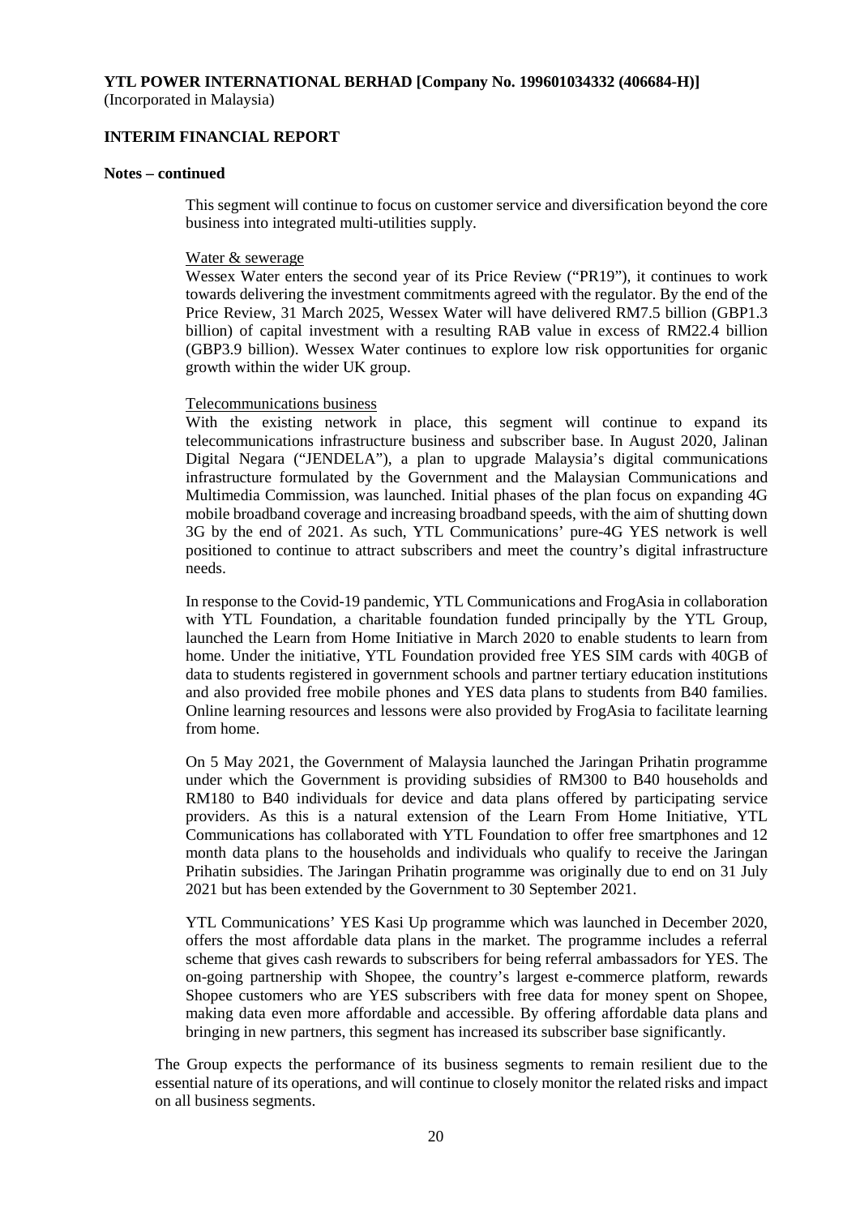**Notes – continued**

This segment will continue to focus on customer service and diversification beyond the core business into integrated multi-utilities supply.

Water & sewerage

Wessex Water enters the second year of its Price Review ("PR19"), it continues to work towards delivering the investment commitments agreed with the regulator. By the end of the Price Review, 31 March 2025, Wessex Water will have delivered RM7.5 billion (GBP1.3 billion) of capital investment with a resulting RAB value in excess of RM22.4 billion (GBP3.9 billion). Wessex Water continues to explore low risk opportunities for organic growth within the wider UK group.

Telecommunications business

With the existing network in place, this segment will continue to expand its telecommunications infrastructure business and subscriber base. In August 2020, Jalinan Digital Negara ("JENDELA"), a plan to upgrade Malaysia's digital communications infrastructure formulated by the Government and the Malaysian Communications and Multimedia Commission, was launched. Initial phases of the plan focus on expanding 4G mobile broadband coverage and increasing broadband speeds, with the aim of shutting down 3G by the end of 2021. As such, YTL Communications' pure-4G YES network is well positioned to continue to attract subscribers and meet the country's digital infrastructure needs.

In response to the Covid-19 pandemic, YTL Communications and FrogAsia in collaboration with YTL Foundation, a charitable foundation funded principally by the YTL Group, launched the Learn from Home Initiative in March 2020 to enable students to learn from home. Under the initiative, YTL Foundation provided free YES SIM cards with 40GB of data to students registered in government schools and partner tertiary education institutions and also provided free mobile phones and YES data plans to students from B40 families. Online learning resources and lessons were also provided by FrogAsia to facilitate learning from home.

On 5 May 2021, the Government of Malaysia launched the Jaringan Prihatin programme under which the Government is providing subsidies of RM300 to B40 households and RM180 to B40 individuals for device and data plans offered by participating service providers. As this is a natural extension of the Learn From Home Initiative, YTL Communications has collaborated with YTL Foundation to offer free smartphones and 12 month data plans to the households and individuals who qualify to receive the Jaringan Prihatin subsidies. The Jaringan Prihatin programme was originally due to end on 31 July 2021 but has been extended by the Government to 30 September 2021.

YTL Communications' YES Kasi Up programme which was launched in December 2020, offers the most affordable data plans in the market. The programme includes a referral scheme that gives cash rewards to subscribers for being referral ambassadors for YES. The on-going partnership with Shopee, the country's largest e-commerce platform, rewards Shopee customers who are YES subscribers with free data for money spent on Shopee, making data even more affordable and accessible. By offering affordable data plans and bringing in new partners, this segment has increased its subscriber base significantly.

The Group expects the performance of its business segments to remain resilient due to the essential nature of its operations, and will continue to closely monitor the related risks and impact on all business segments.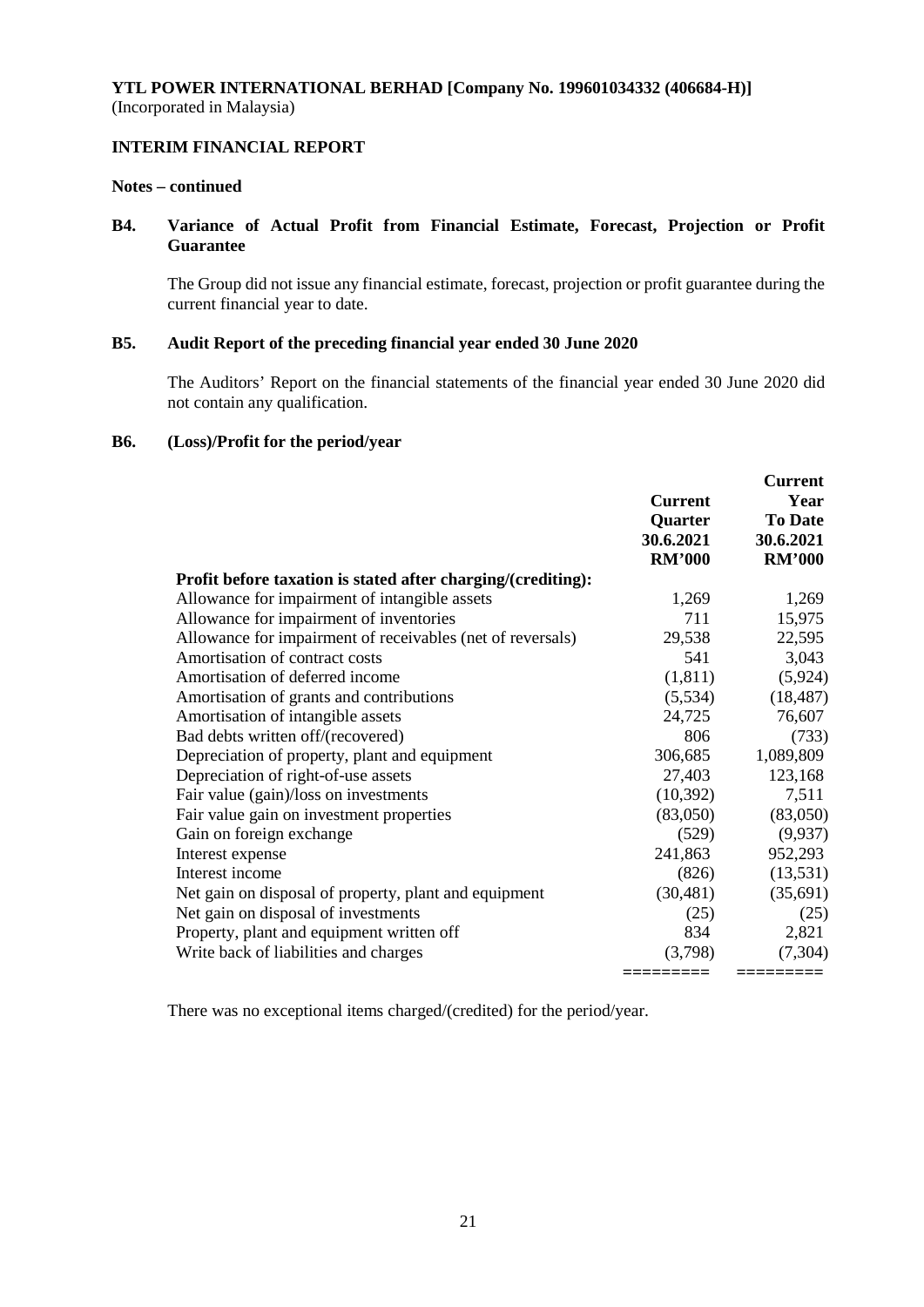**YTL POWER INTERNATIONAL BERHAD [Company No. 199601034332 (406684-H)]**
(Incorporated in Malaysia)

**INTERIM FINANCIAL REPORT**

**Notes – continued**

**B4. Variance of Actual Profit from Financial Estimate, Forecast, Projection or Profit Guarantee**

The Group did not issue any financial estimate, forecast, projection or profit guarantee during the current financial year to date.

**B5. Audit Report of the preceding financial year ended 30 June 2020**

The Auditors' Report on the financial statements of the financial year ended 30 June 2020 did not contain any qualification.

**B6. (Loss)/Profit for the period/year**

| | Current Quarter 30.6.2021 RM'000 | Current Year To Date 30.6.2021 RM'000 |
|---|---|---|
| **Profit before taxation is stated after charging/(crediting):** | | |
| Allowance for impairment of intangible assets | 1,269 | 1,269 |
| Allowance for impairment of inventories | 711 | 15,975 |
| Allowance for impairment of receivables (net of reversals) | 29,538 | 22,595 |
| Amortisation of contract costs | 541 | 3,043 |
| Amortisation of deferred income | (1,811) | (5,924) |
| Amortisation of grants and contributions | (5,534) | (18,487) |
| Amortisation of intangible assets | 24,725 | 76,607 |
| Bad debts written off/(recovered) | 806 | (733) |
| Depreciation of property, plant and equipment | 306,685 | 1,089,809 |
| Depreciation of right-of-use assets | 27,403 | 123,168 |
| Fair value (gain)/loss on investments | (10,392) | 7,511 |
| Fair value gain on investment properties | (83,050) | (83,050) |
| Gain on foreign exchange | (529) | (9,937) |
| Interest expense | 241,863 | 952,293 |
| Interest income | (826) | (13,531) |
| Net gain on disposal of property, plant and equipment | (30,481) | (35,691) |
| Net gain on disposal of investments | (25) | (25) |
| Property, plant and equipment written off | 834 | 2,821 |
| Write back of liabilities and charges | (3,798) | (7,304) |

There was no exceptional items charged/(credited) for the period/year.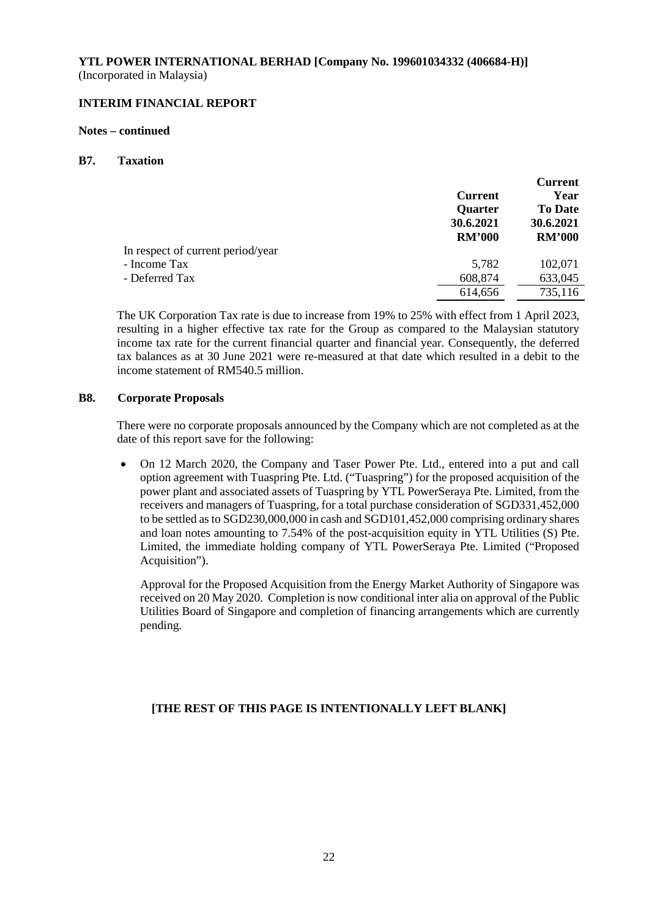**YTL POWER INTERNATIONAL BERHAD [Company No. 199601034332 (406684-H)]**
(Incorporated in Malaysia)

**INTERIM FINANCIAL REPORT**

**Notes – continued**

**B7. Taxation**

| | Current Quarter 30.6.2021 RM'000 | Current Year To Date 30.6.2021 RM'000 |
|---|---|---|
| In respect of current period/year | | |
| - Income Tax | 5,782 | 102,071 |
| - Deferred Tax | 608,874 | 633,045 |
| | 614,656 | 735,116 |

The UK Corporation Tax rate is due to increase from 19% to 25% with effect from 1 April 2023, resulting in a higher effective tax rate for the Group as compared to the Malaysian statutory income tax rate for the current financial quarter and financial year. Consequently, the deferred tax balances as at 30 June 2021 were re-measured at that date which resulted in a debit to the income statement of RM540.5 million.

**B8. Corporate Proposals**

There were no corporate proposals announced by the Company which are not completed as at the date of this report save for the following:

- On 12 March 2020, the Company and Taser Power Pte. Ltd., entered into a put and call option agreement with Tuaspring Pte. Ltd. ("Tuaspring") for the proposed acquisition of the power plant and associated assets of Tuaspring by YTL PowerSeraya Pte. Limited, from the receivers and managers of Tuaspring, for a total purchase consideration of SGD331,452,000 to be settled as to SGD230,000,000 in cash and SGD101,452,000 comprising ordinary shares and loan notes amounting to 7.54% of the post-acquisition equity in YTL Utilities (S) Pte. Limited, the immediate holding company of YTL PowerSeraya Pte. Limited ("Proposed Acquisition").

  Approval for the Proposed Acquisition from the Energy Market Authority of Singapore was received on 20 May 2020. Completion is now conditional inter alia on approval of the Public Utilities Board of Singapore and completion of financing arrangements which are currently pending.

**[THE REST OF THIS PAGE IS INTENTIONALLY LEFT BLANK]**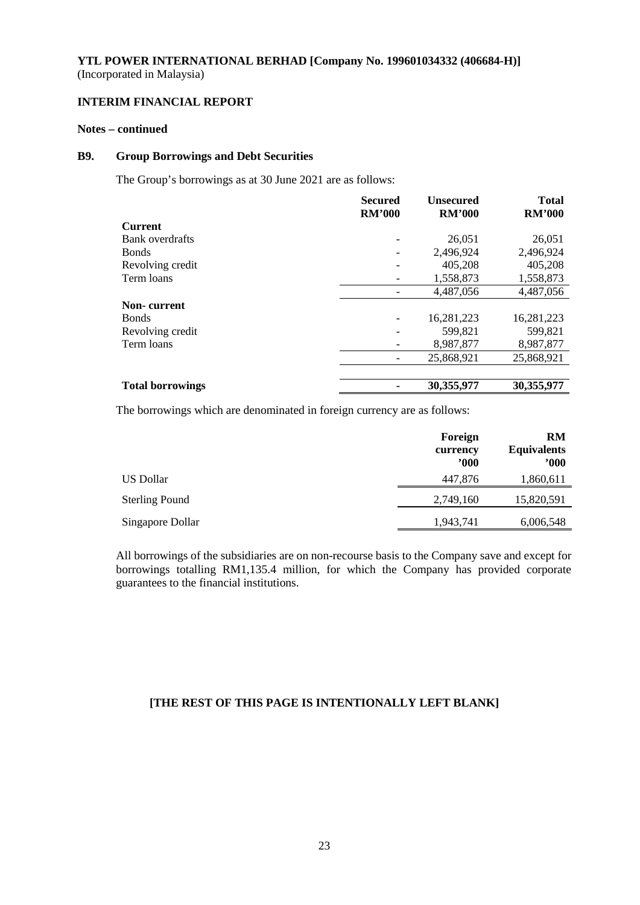**YTL POWER INTERNATIONAL BERHAD [Company No. 199601034332 (406684-H)]**
(Incorporated in Malaysia)

**INTERIM FINANCIAL REPORT**

**Notes – continued**

## B9. Group Borrowings and Debt Securities

The Group's borrowings as at 30 June 2021 are as follows:

| | Secured RM'000 | Unsecured RM'000 | Total RM'000 |
|---|---|---|---|
| **Current** | | | |
| Bank overdrafts | - | 26,051 | 26,051 |
| Bonds | - | 2,496,924 | 2,496,924 |
| Revolving credit | - | 405,208 | 405,208 |
| Term loans | - | 1,558,873 | 1,558,873 |
| | - | 4,487,056 | 4,487,056 |
| **Non- current** | | | |
| Bonds | - | 16,281,223 | 16,281,223 |
| Revolving credit | - | 599,821 | 599,821 |
| Term loans | - | 8,987,877 | 8,987,877 |
| | - | 25,868,921 | 25,868,921 |
| **Total borrowings** | **-** | **30,355,977** | **30,355,977** |

The borrowings which are denominated in foreign currency are as follows:

| | Foreign currency '000 | RM Equivalents '000 |
|---|---|---|
| US Dollar | 447,876 | 1,860,611 |
| Sterling Pound | 2,749,160 | 15,820,591 |
| Singapore Dollar | 1,943,741 | 6,006,548 |

All borrowings of the subsidiaries are on non-recourse basis to the Company save and except for borrowings totalling RM1,135.4 million, for which the Company has provided corporate guarantees to the financial institutions.

**[THE REST OF THIS PAGE IS INTENTIONALLY LEFT BLANK]**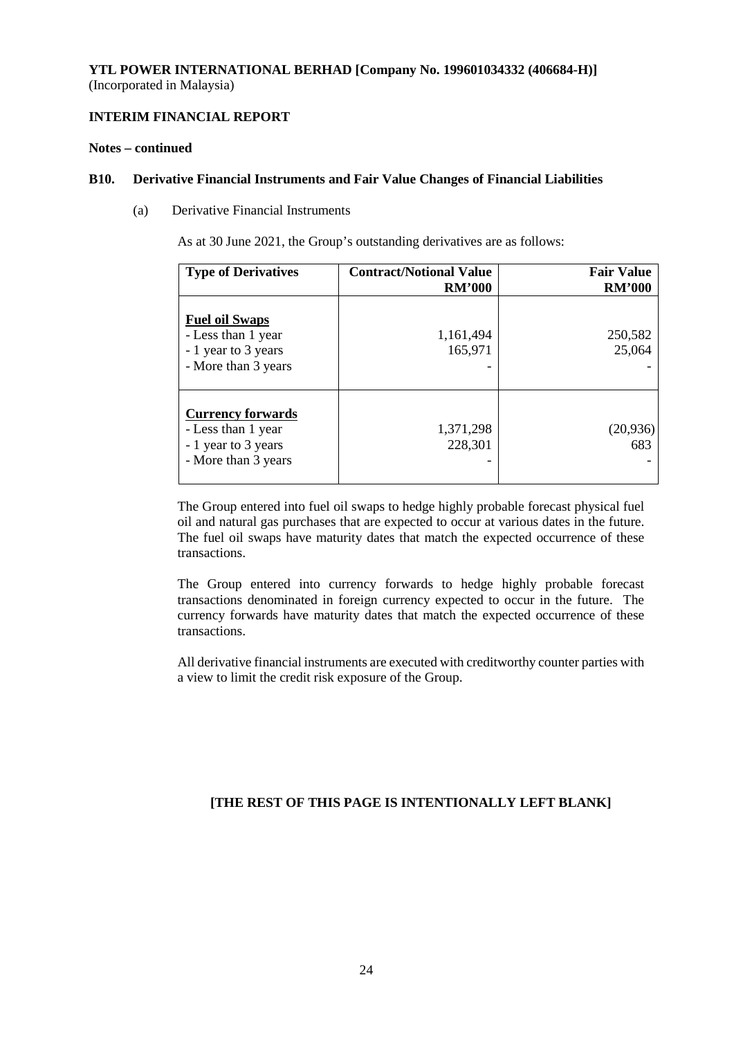**YTL POWER INTERNATIONAL BERHAD [Company No. 199601034332 (406684-H)]**
(Incorporated in Malaysia)

**INTERIM FINANCIAL REPORT**

**Notes – continued**

**B10. Derivative Financial Instruments and Fair Value Changes of Financial Liabilities**

(a) Derivative Financial Instruments

As at 30 June 2021, the Group's outstanding derivatives are as follows:

| **Type of Derivatives** | **Contract/Notional Value RM'000** | **Fair Value RM'000** |
|---|---|---|
| **Fuel oil Swaps** | | |
| - Less than 1 year | 1,161,494 | 250,582 |
| - 1 year to 3 years | 165,971 | 25,064 |
| - More than 3 years | - | - |
| **Currency forwards** | | |
| - Less than 1 year | 1,371,298 | (20,936) |
| - 1 year to 3 years | 228,301 | 683 |
| - More than 3 years | - | - |

The Group entered into fuel oil swaps to hedge highly probable forecast physical fuel oil and natural gas purchases that are expected to occur at various dates in the future. The fuel oil swaps have maturity dates that match the expected occurrence of these transactions.

The Group entered into currency forwards to hedge highly probable forecast transactions denominated in foreign currency expected to occur in the future. The currency forwards have maturity dates that match the expected occurrence of these transactions.

All derivative financial instruments are executed with creditworthy counter parties with a view to limit the credit risk exposure of the Group.

**[THE REST OF THIS PAGE IS INTENTIONALLY LEFT BLANK]**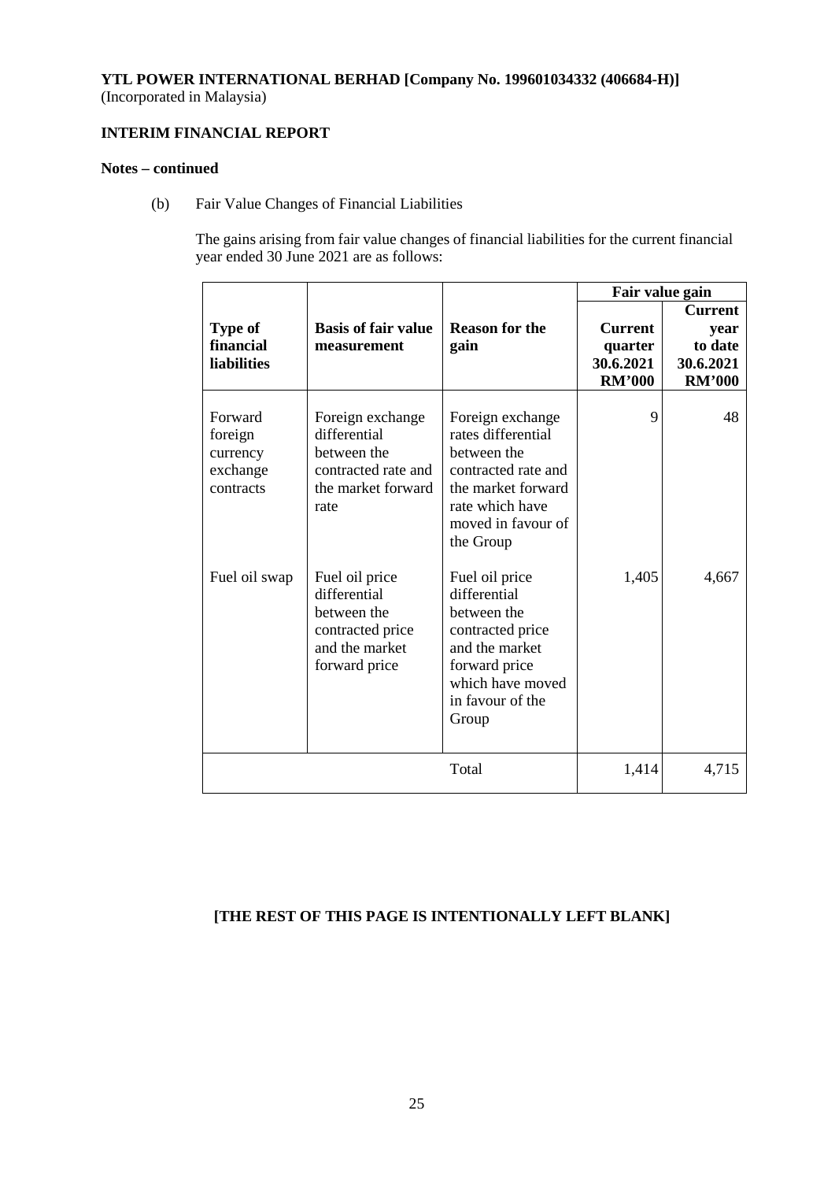**YTL POWER INTERNATIONAL BERHAD [Company No. 199601034332 (406684-H)]**
(Incorporated in Malaysia)

**INTERIM FINANCIAL REPORT**

**Notes – continued**

(b) Fair Value Changes of Financial Liabilities

The gains arising from fair value changes of financial liabilities for the current financial year ended 30 June 2021 are as follows:

| Type of financial liabilities | Basis of fair value measurement | Reason for the gain | Fair value gain Current quarter 30.6.2021 RM'000 | Fair value gain Current year to date 30.6.2021 RM'000 |
|---|---|---|---|---|
| Forward foreign currency exchange contracts | Foreign exchange differential between the contracted rate and the market forward rate | Foreign exchange rates differential between the contracted rate and the market forward rate which have moved in favour of the Group | 9 | 48 |
| Fuel oil swap | Fuel oil price differential between the contracted price and the market forward price | Fuel oil price differential between the contracted price and the market forward price which have moved in favour of the Group | 1,405 | 4,667 |
| | | Total | 1,414 | 4,715 |

**[THE REST OF THIS PAGE IS INTENTIONALLY LEFT BLANK]**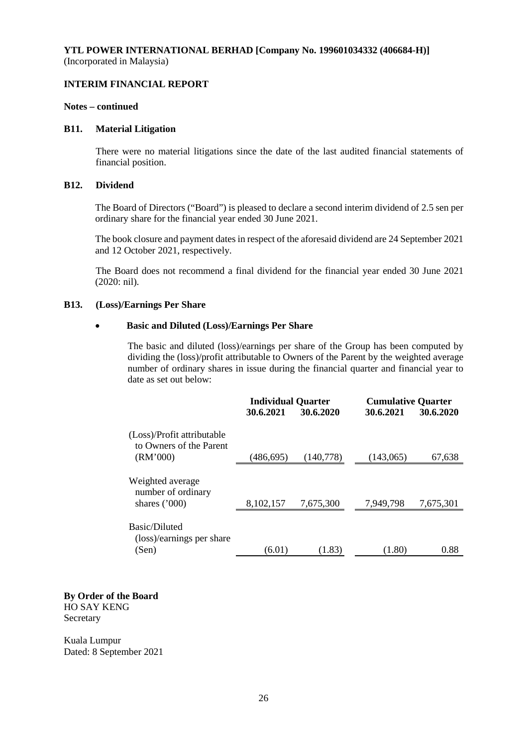**YTL POWER INTERNATIONAL BERHAD [Company No. 199601034332 (406684-H)]**
(Incorporated in Malaysia)

**INTERIM FINANCIAL REPORT**

**Notes – continued**

### B11. Material Litigation

There were no material litigations since the date of the last audited financial statements of financial position.

### B12. Dividend

The Board of Directors ("Board") is pleased to declare a second interim dividend of 2.5 sen per ordinary share for the financial year ended 30 June 2021.

The book closure and payment dates in respect of the aforesaid dividend are 24 September 2021 and 12 October 2021, respectively.

The Board does not recommend a final dividend for the financial year ended 30 June 2021 (2020: nil).

### B13. (Loss)/Earnings Per Share

- **Basic and Diluted (Loss)/Earnings Per Share**

The basic and diluted (loss)/earnings per share of the Group has been computed by dividing the (loss)/profit attributable to Owners of the Parent by the weighted average number of ordinary shares in issue during the financial quarter and financial year to date as set out below:

| | Individual Quarter | | Cumulative Quarter | |
|---|---|---|---|---|
| | 30.6.2021 | 30.6.2020 | 30.6.2021 | 30.6.2020 |
| (Loss)/Profit attributable to Owners of the Parent (RM'000) | (486,695) | (140,778) | (143,065) | 67,638 |
| Weighted average number of ordinary shares ('000) | 8,102,157 | 7,675,300 | 7,949,798 | 7,675,301 |
| Basic/Diluted (loss)/earnings per share (Sen) | (6.01) | (1.83) | (1.80) | 0.88 |

**By Order of the Board**
HO SAY KENG
Secretary

Kuala Lumpur
Dated: 8 September 2021